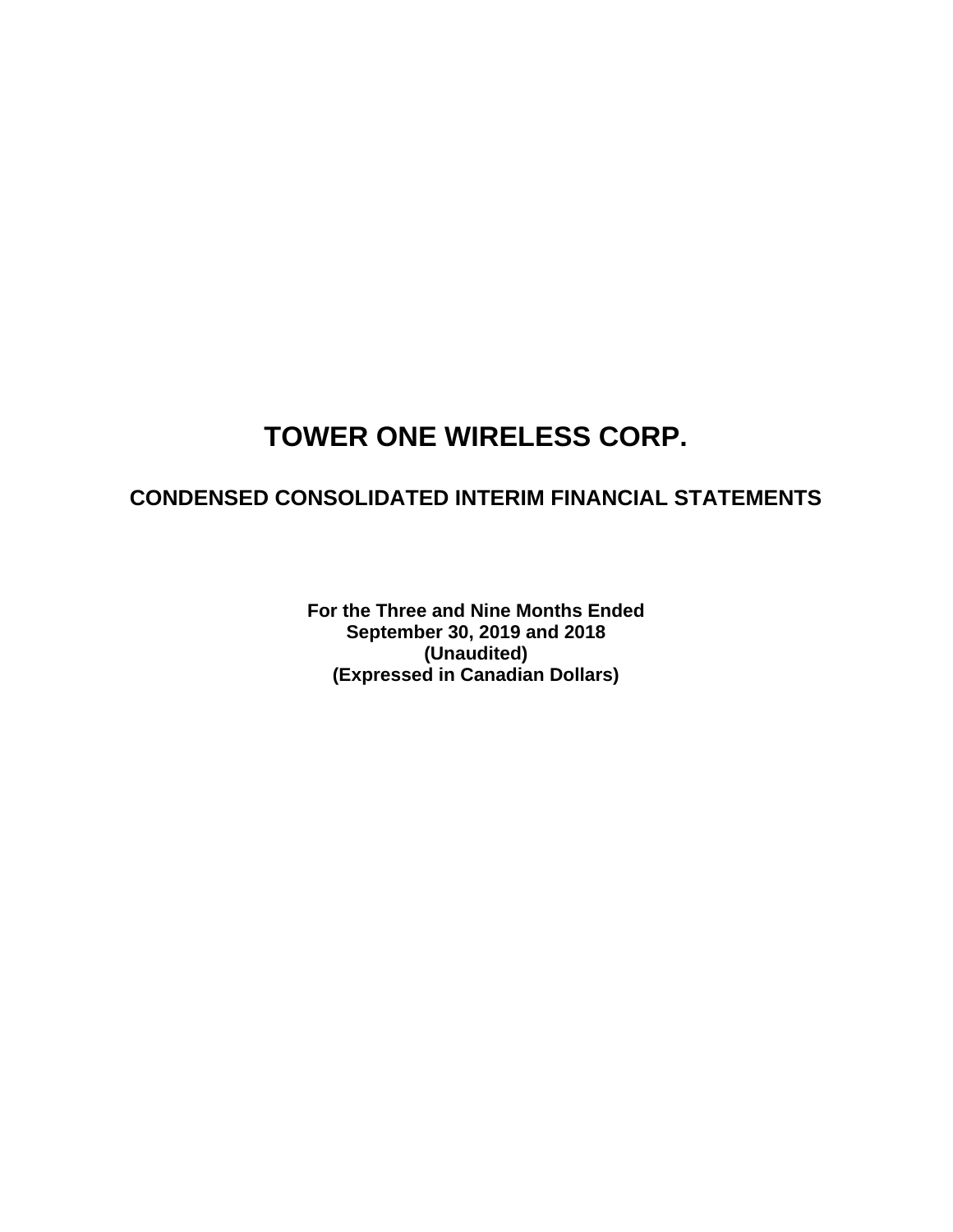# TOWER ONE WIRELESS CORP.

## CONDENSED CONSOLIDATED INTERIM FINANCIAL STATEMENTS

**For the Three and Nine Months Ended**
**September 30, 2019 and 2018**
**(Unaudited)**
**(Expressed in Canadian Dollars)**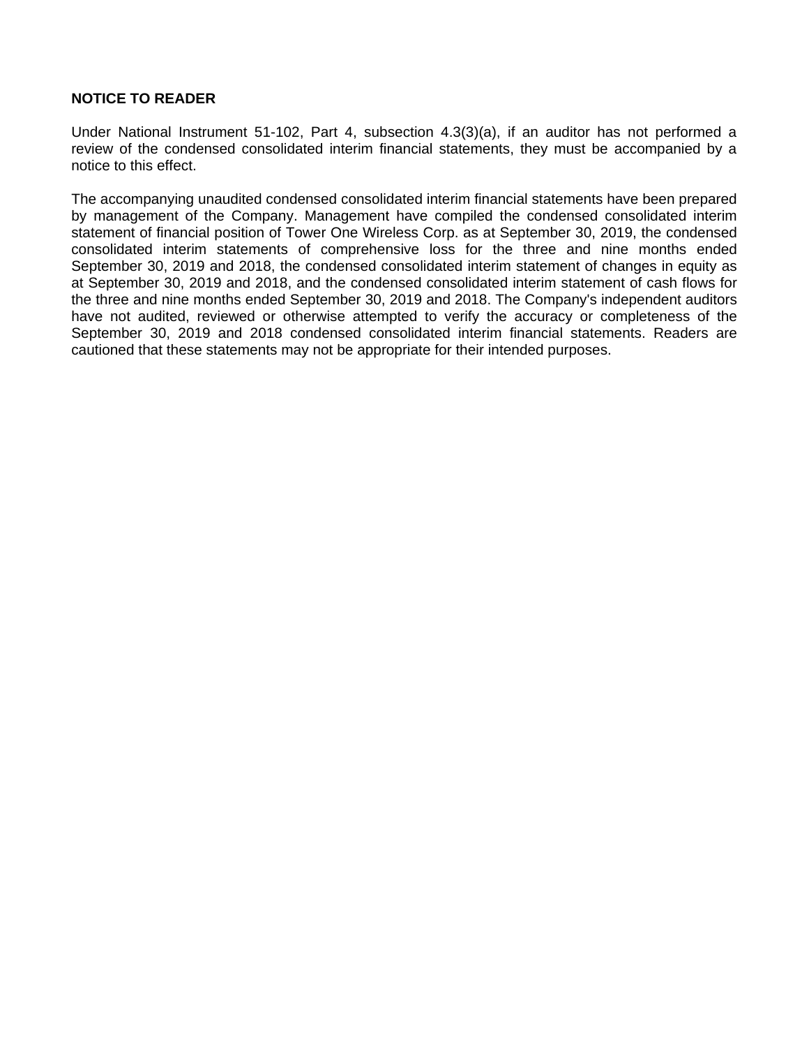**NOTICE TO READER**

Under National Instrument 51-102, Part 4, subsection 4.3(3)(a), if an auditor has not performed a review of the condensed consolidated interim financial statements, they must be accompanied by a notice to this effect.

The accompanying unaudited condensed consolidated interim financial statements have been prepared by management of the Company. Management have compiled the condensed consolidated interim statement of financial position of Tower One Wireless Corp. as at September 30, 2019, the condensed consolidated interim statements of comprehensive loss for the three and nine months ended September 30, 2019 and 2018, the condensed consolidated interim statement of changes in equity as at September 30, 2019 and 2018, and the condensed consolidated interim statement of cash flows for the three and nine months ended September 30, 2019 and 2018. The Company's independent auditors have not audited, reviewed or otherwise attempted to verify the accuracy or completeness of the September 30, 2019 and 2018 condensed consolidated interim financial statements. Readers are cautioned that these statements may not be appropriate for their intended purposes.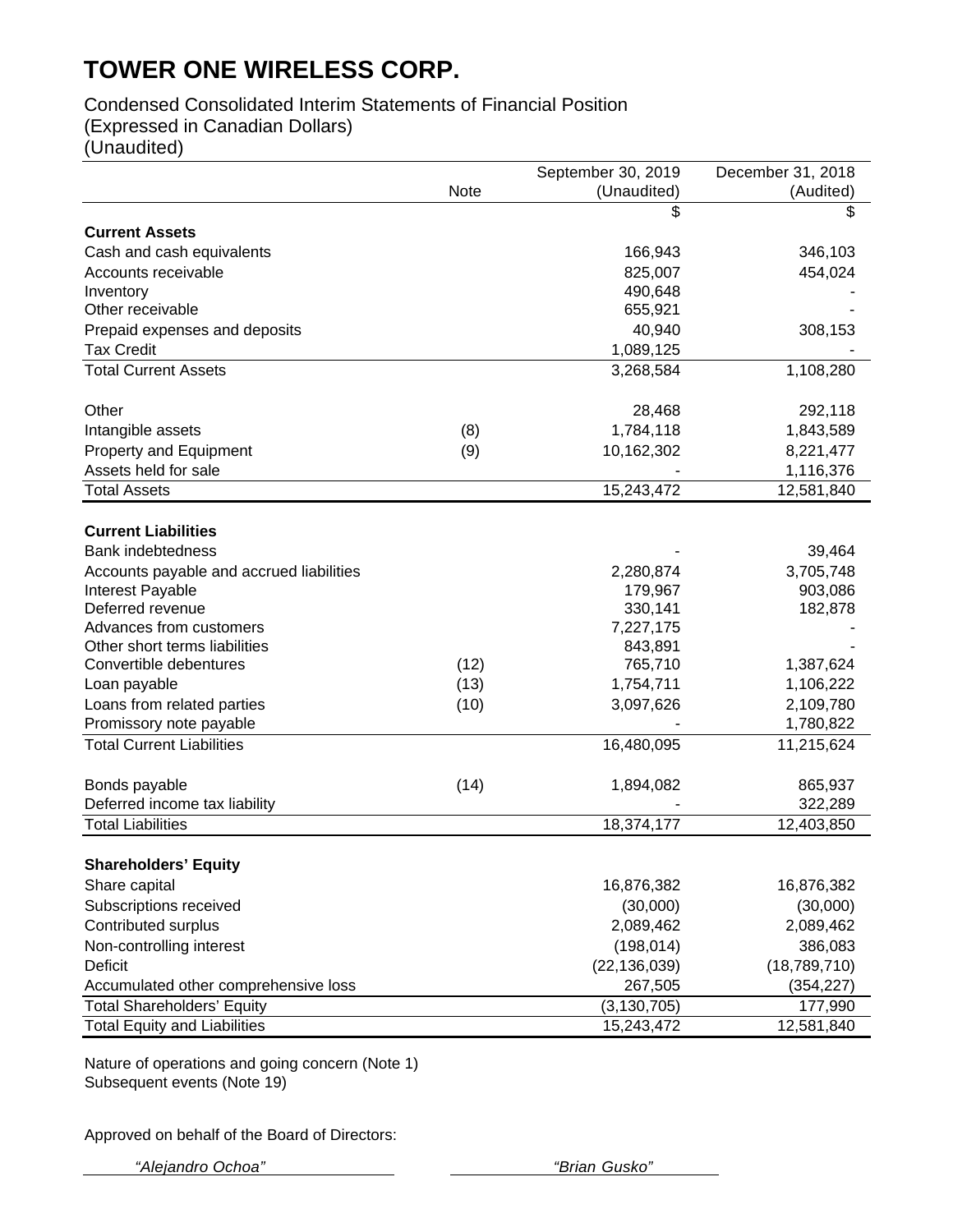# TOWER ONE WIRELESS CORP.

Condensed Consolidated Interim Statements of Financial Position
(Expressed in Canadian Dollars)
(Unaudited)

| | Note | September 30, 2019 (Unaudited) | December 31, 2018 (Audited) |
|---|---|---|---|
| | | $ | $ |
| **Current Assets** | | | |
| Cash and cash equivalents | | 166,943 | 346,103 |
| Accounts receivable | | 825,007 | 454,024 |
| Inventory | | 490,648 | - |
| Other receivable | | 655,921 | - |
| Prepaid expenses and deposits | | 40,940 | 308,153 |
| Tax Credit | | 1,089,125 | - |
| Total Current Assets | | 3,268,584 | 1,108,280 |
| | | | |
| Other | | 28,468 | 292,118 |
| Intangible assets | (8) | 1,784,118 | 1,843,589 |
| Property and Equipment | (9) | 10,162,302 | 8,221,477 |
| Assets held for sale | | - | 1,116,376 |
| Total Assets | | 15,243,472 | 12,581,840 |
| | | | |
| **Current Liabilities** | | | |
| Bank indebtedness | | - | 39,464 |
| Accounts payable and accrued liabilities | | 2,280,874 | 3,705,748 |
| Interest Payable | | 179,967 | 903,086 |
| Deferred revenue | | 330,141 | 182,878 |
| Advances from customers | | 7,227,175 | - |
| Other short terms liabilities | | 843,891 | - |
| Convertible debentures | (12) | 765,710 | 1,387,624 |
| Loan payable | (13) | 1,754,711 | 1,106,222 |
| Loans from related parties | (10) | 3,097,626 | 2,109,780 |
| Promissory note payable | | - | 1,780,822 |
| Total Current Liabilities | | 16,480,095 | 11,215,624 |
| | | | |
| Bonds payable | (14) | 1,894,082 | 865,937 |
| Deferred income tax liability | | - | 322,289 |
| Total Liabilities | | 18,374,177 | 12,403,850 |
| | | | |
| **Shareholders' Equity** | | | |
| Share capital | | 16,876,382 | 16,876,382 |
| Subscriptions received | | (30,000) | (30,000) |
| Contributed surplus | | 2,089,462 | 2,089,462 |
| Non-controlling interest | | (198,014) | 386,083 |
| Deficit | | (22,136,039) | (18,789,710) |
| Accumulated other comprehensive loss | | 267,505 | (354,227) |
| Total Shareholders' Equity | | (3,130,705) | 177,990 |
| Total Equity and Liabilities | | 15,243,472 | 12,581,840 |

Nature of operations and going concern (Note 1)
Subsequent events (Note 19)

Approved on behalf of the Board of Directors:

*"Alejandro Ochoa"* *"Brian Gusko"*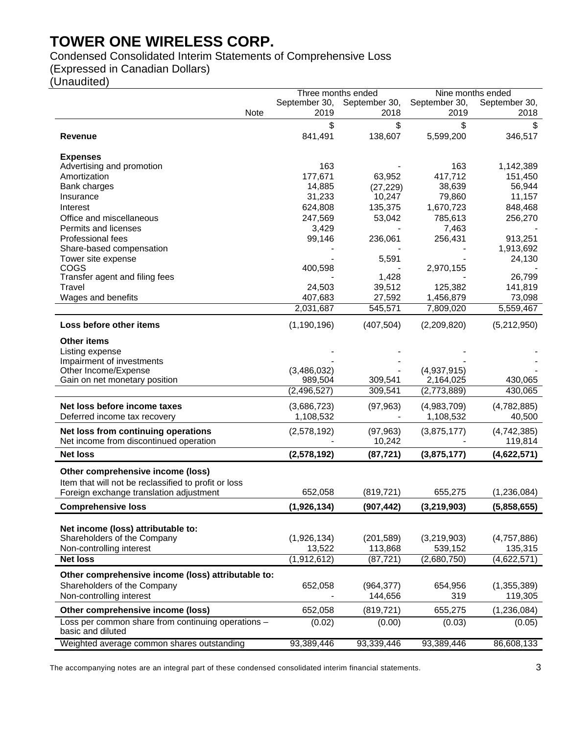# TOWER ONE WIRELESS CORP.

Condensed Consolidated Interim Statements of Comprehensive Loss
(Expressed in Canadian Dollars)
(Unaudited)

| | Note | Three months ended September 30, 2019 | Three months ended September 30, 2018 | Nine months ended September 30, 2019 | Nine months ended September 30, 2018 |
|---|---|---|---|---|---|
| | | $ | $ | $ | $ |
| **Revenue** | | 841,491 | 138,607 | 5,599,200 | 346,517 |
| **Expenses** | | | | | |
| Advertising and promotion | | 163 | - | 163 | 1,142,389 |
| Amortization | | 177,671 | 63,952 | 417,712 | 151,450 |
| Bank charges | | 14,885 | (27,229) | 38,639 | 56,944 |
| Insurance | | 31,233 | 10,247 | 79,860 | 11,157 |
| Interest | | 624,808 | 135,375 | 1,670,723 | 848,468 |
| Office and miscellaneous | | 247,569 | 53,042 | 785,613 | 256,270 |
| Permits and licenses | | 3,429 | - | 7,463 | - |
| Professional fees | | 99,146 | 236,061 | 256,431 | 913,251 |
| Share-based compensation | | - | - | - | 1,913,692 |
| Tower site expense | | - | 5,591 | - | 24,130 |
| COGS | | 400,598 | - | 2,970,155 | - |
| Transfer agent and filing fees | | - | 1,428 | - | 26,799 |
| Travel | | 24,503 | 39,512 | 125,382 | 141,819 |
| Wages and benefits | | 407,683 | 27,592 | 1,456,879 | 73,098 |
| | | 2,031,687 | 545,571 | 7,809,020 | 5,559,467 |
| **Loss before other items** | | (1,190,196) | (407,504) | (2,209,820) | (5,212,950) |
| **Other items** | | | | | |
| Listing expense | | - | - | - | - |
| Impairment of investments | | - | - | - | - |
| Other Income/Expense | | (3,486,032) | - | (4,937,915) | - |
| Gain on net monetary position | | 989,504 | 309,541 | 2,164,025 | 430,065 |
| | | (2,496,527) | 309,541 | (2,773,889) | 430,065 |
| **Net loss before income taxes** | | (3,686,723) | (97,963) | (4,983,709) | (4,782,885) |
| Deferred income tax recovery | | 1,108,532 | - | 1,108,532 | 40,500 |
| **Net loss from continuing operations** | | (2,578,192) | (97,963) | (3,875,177) | (4,742,385) |
| Net income from discontinued operation | | - | 10,242 | - | 119,814 |
| **Net loss** | | **(2,578,192)** | **(87,721)** | **(3,875,177)** | **(4,622,571)** |
| **Other comprehensive income (loss)** | | | | | |
| Item that will not be reclassified to profit or loss | | | | | |
| Foreign exchange translation adjustment | | 652,058 | (819,721) | 655,275 | (1,236,084) |
| **Comprehensive loss** | | **(1,926,134)** | **(907,442)** | **(3,219,903)** | **(5,858,655)** |
| **Net income (loss) attributable to:** | | | | | |
| Shareholders of the Company | | (1,926,134) | (201,589) | (3,219,903) | (4,757,886) |
| Non-controlling interest | | 13,522 | 113,868 | 539,152 | 135,315 |
| **Net loss** | | (1,912,612) | (87,721) | (2,680,750) | (4,622,571) |
| **Other comprehensive income (loss) attributable to:** | | | | | |
| Shareholders of the Company | | 652,058 | (964,377) | 654,956 | (1,355,389) |
| Non-controlling interest | | - | 144,656 | 319 | 119,305 |
| **Other comprehensive income (loss)** | | 652,058 | (819,721) | 655,275 | (1,236,084) |
| Loss per common share from continuing operations – basic and diluted | | (0.02) | (0.00) | (0.03) | (0.05) |
| Weighted average common shares outstanding | | 93,389,446 | 93,339,446 | 93,389,446 | 86,608,133 |

The accompanying notes are an integral part of these condensed consolidated interim financial statements.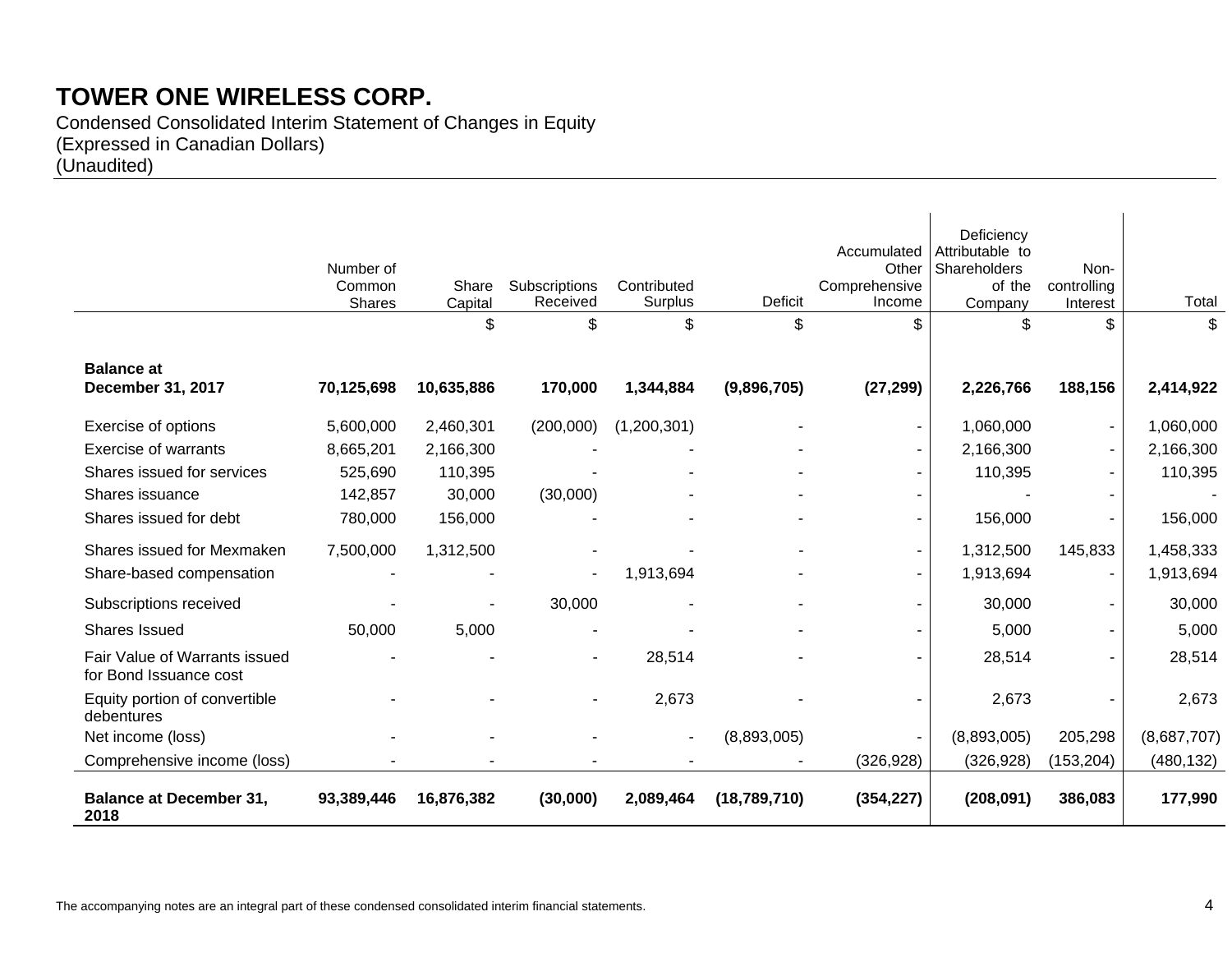# TOWER ONE WIRELESS CORP.

Condensed Consolidated Interim Statement of Changes in Equity
(Expressed in Canadian Dollars)
(Unaudited)

| | Number of Common Shares | Share Capital | Subscriptions Received | Contributed Surplus | Deficit | Accumulated Other Comprehensive Income | Deficiency Attributable to Shareholders of the Company | Non-controlling Interest | Total |
|---|---|---|---|---|---|---|---|---|---|
| | | $ | $ | $ | $ | $ | $ | $ | $ |
| **Balance at December 31, 2017** | **70,125,698** | **10,635,886** | **170,000** | **1,344,884** | **(9,896,705)** | **(27,299)** | **2,226,766** | **188,156** | **2,414,922** |
| Exercise of options | 5,600,000 | 2,460,301 | (200,000) | (1,200,301) | - | - | 1,060,000 | - | 1,060,000 |
| Exercise of warrants | 8,665,201 | 2,166,300 | - | - | - | - | 2,166,300 | - | 2,166,300 |
| Shares issued for services | 525,690 | 110,395 | - | - | - | - | 110,395 | - | 110,395 |
| Shares issuance | 142,857 | 30,000 | (30,000) | - | - | - | - | - | - |
| Shares issued for debt | 780,000 | 156,000 | - | - | - | - | 156,000 | - | 156,000 |
| Shares issued for Mexmaken | 7,500,000 | 1,312,500 | - | - | - | - | 1,312,500 | 145,833 | 1,458,333 |
| Share-based compensation | - | - | - | 1,913,694 | - | - | 1,913,694 | - | 1,913,694 |
| Subscriptions received | - | - | 30,000 | - | - | - | 30,000 | - | 30,000 |
| Shares Issued | 50,000 | 5,000 | - | - | - | - | 5,000 | - | 5,000 |
| Fair Value of Warrants issued for Bond Issuance cost | - | - | - | 28,514 | - | - | 28,514 | - | 28,514 |
| Equity portion of convertible debentures | - | - | - | 2,673 | - | - | 2,673 | - | 2,673 |
| Net income (loss) | - | - | - | - | (8,893,005) | - | (8,893,005) | 205,298 | (8,687,707) |
| Comprehensive income (loss) | - | - | - | - | - | (326,928) | (326,928) | (153,204) | (480,132) |
| **Balance at December 31, 2018** | **93,389,446** | **16,876,382** | **(30,000)** | **2,089,464** | **(18,789,710)** | **(354,227)** | **(208,091)** | **386,083** | **177,990** |

The accompanying notes are an integral part of these condensed consolidated interim financial statements.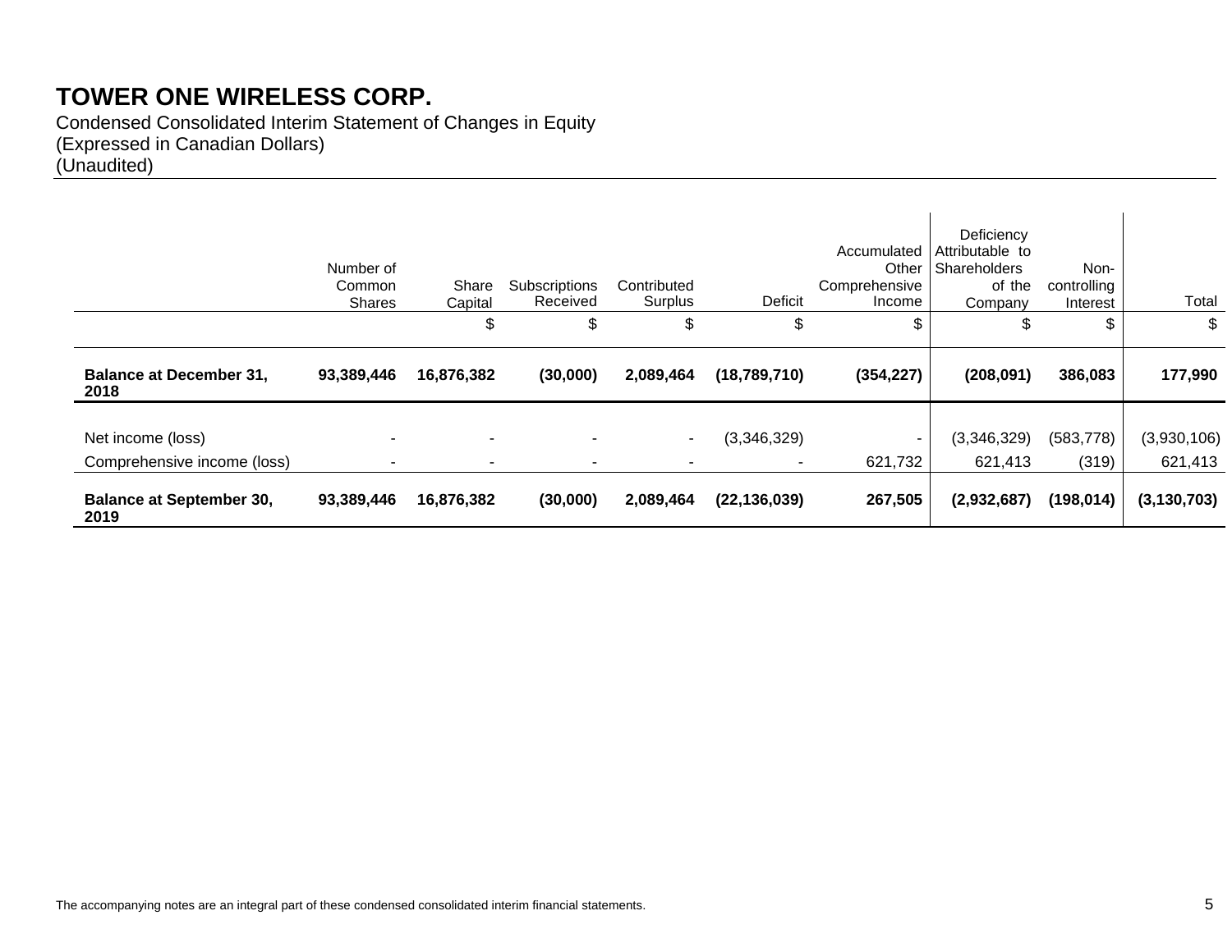# TOWER ONE WIRELESS CORP.

Condensed Consolidated Interim Statement of Changes in Equity
(Expressed in Canadian Dollars)
(Unaudited)

| | Number of Common Shares | Share Capital | Subscriptions Received | Contributed Surplus | Deficit | Accumulated Other Comprehensive Income | Deficiency Attributable to Shareholders of the Company | Non-controlling Interest | Total |
|---|---|---|---|---|---|---|---|---|---|
| | | $ | $ | $ | $ | $ | $ | $ | $ |
| **Balance at December 31, 2018** | **93,389,446** | **16,876,382** | **(30,000)** | **2,089,464** | **(18,789,710)** | **(354,227)** | **(208,091)** | **386,083** | **177,990** |
| Net income (loss) | - | - | - | - | (3,346,329) | - | (3,346,329) | (583,778) | (3,930,106) |
| Comprehensive income (loss) | - | - | - | - | - | 621,732 | 621,413 | (319) | 621,413 |
| **Balance at September 30, 2019** | **93,389,446** | **16,876,382** | **(30,000)** | **2,089,464** | **(22,136,039)** | **267,505** | **(2,932,687)** | **(198,014)** | **(3,130,703)** |

The accompanying notes are an integral part of these condensed consolidated interim financial statements.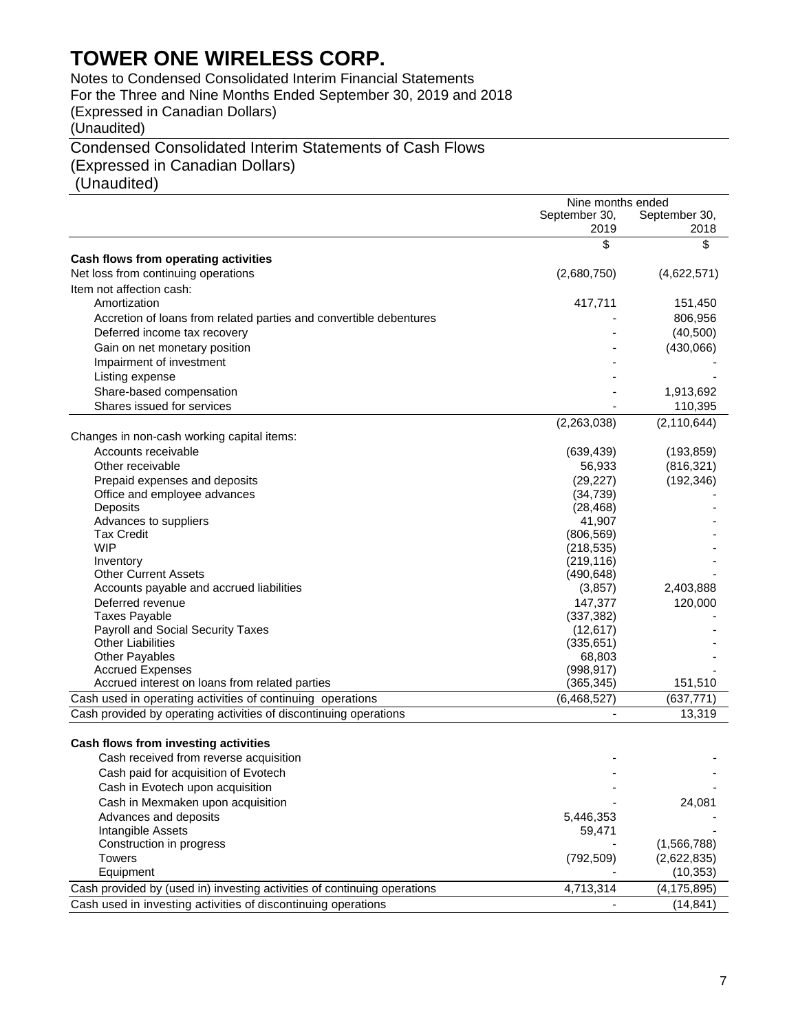# TOWER ONE WIRELESS CORP.

Notes to Condensed Consolidated Interim Financial Statements
For the Three and Nine Months Ended September 30, 2019 and 2018
(Expressed in Canadian Dollars)
(Unaudited)

## Condensed Consolidated Interim Statements of Cash Flows
(Expressed in Canadian Dollars)
(Unaudited)

| | Nine months ended | |
|---|---|---|
| | September 30, 2019 | September 30, 2018 |
| | $ | $ |
| **Cash flows from operating activities** | | |
| Net loss from continuing operations | (2,680,750) | (4,622,571) |
| Item not affection cash: | | |
| Amortization | 417,711 | 151,450 |
| Accretion of loans from related parties and convertible debentures | - | 806,956 |
| Deferred income tax recovery | - | (40,500) |
| Gain on net monetary position | - | (430,066) |
| Impairment of investment | - | - |
| Listing expense | - | - |
| Share-based compensation | - | 1,913,692 |
| Shares issued for services | - | 110,395 |
| | (2,263,038) | (2,110,644) |
| Changes in non-cash working capital items: | | |
| Accounts receivable | (639,439) | (193,859) |
| Other receivable | 56,933 | (816,321) |
| Prepaid expenses and deposits | (29,227) | (192,346) |
| Office and employee advances | (34,739) | - |
| Deposits | (28,468) | - |
| Advances to suppliers | 41,907 | - |
| Tax Credit | (806,569) | - |
| WIP | (218,535) | - |
| Inventory | (219,116) | - |
| Other Current Assets | (490,648) | - |
| Accounts payable and accrued liabilities | (3,857) | 2,403,888 |
| Deferred revenue | 147,377 | 120,000 |
| Taxes Payable | (337,382) | - |
| Payroll and Social Security Taxes | (12,617) | - |
| Other Liabilities | (335,651) | - |
| Other Payables | 68,803 | - |
| Accrued Expenses | (998,917) | - |
| Accrued interest on loans from related parties | (365,345) | 151,510 |
| Cash used in operating activities of continuing operations | (6,468,527) | (637,771) |
| Cash provided by operating activities of discontinuing operations | - | 13,319 |
| | | |
| **Cash flows from investing activities** | | |
| Cash received from reverse acquisition | - | - |
| Cash paid for acquisition of Evotech | - | - |
| Cash in Evotech upon acquisition | - | - |
| Cash in Mexmaken upon acquisition | - | 24,081 |
| Advances and deposits | 5,446,353 | - |
| Intangible Assets | 59,471 | - |
| Construction in progress | - | (1,566,788) |
| Towers | (792,509) | (2,622,835) |
| Equipment | - | (10,353) |
| Cash provided by (used in) investing activities of continuing operations | 4,713,314 | (4,175,895) |
| Cash used in investing activities of discontinuing operations | - | (14,841) |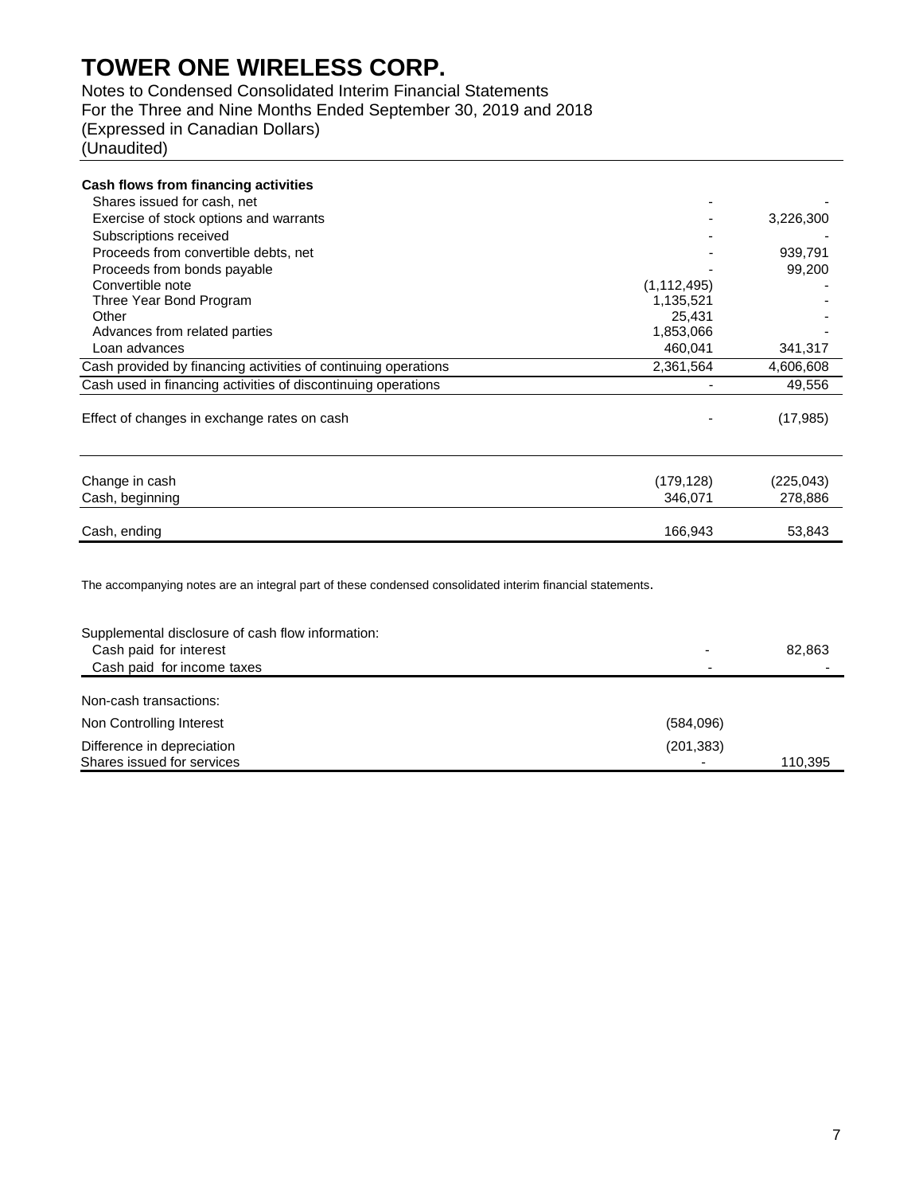# TOWER ONE WIRELESS CORP.

Notes to Condensed Consolidated Interim Financial Statements
For the Three and Nine Months Ended September 30, 2019 and 2018
(Expressed in Canadian Dollars)
(Unaudited)

| | | |
|---|---|---|
| **Cash flows from financing activities** | | |
| Shares issued for cash, net | - | - |
| Exercise of stock options and warrants | - | 3,226,300 |
| Subscriptions received | - | - |
| Proceeds from convertible debts, net | - | 939,791 |
| Proceeds from bonds payable | - | 99,200 |
| Convertible note | (1,112,495) | - |
| Three Year Bond Program | 1,135,521 | - |
| Other | 25,431 | - |
| Advances from related parties | 1,853,066 | - |
| Loan advances | 460,041 | 341,317 |
| Cash provided by financing activities of continuing operations | 2,361,564 | 4,606,608 |
| Cash used in financing activities of discontinuing operations | - | 49,556 |
| Effect of changes in exchange rates on cash | - | (17,985) |
| Change in cash | (179,128) | (225,043) |
| Cash, beginning | 346,071 | 278,886 |
| Cash, ending | 166,943 | 53,843 |

The accompanying notes are an integral part of these condensed consolidated interim financial statements.

| | | |
|---|---|---|
| Supplemental disclosure of cash flow information: | | |
| Cash paid for interest | - | 82,863 |
| Cash paid for income taxes | - | - |
| Non-cash transactions: | | |
| Non Controlling Interest | (584,096) | |
| Difference in depreciation | (201,383) | |
| Shares issued for services | - | 110,395 |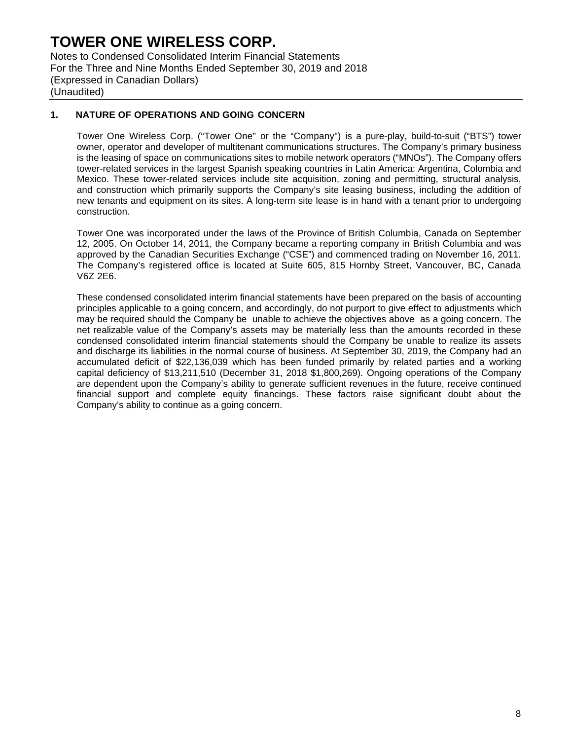# TOWER ONE WIRELESS CORP.

Notes to Condensed Consolidated Interim Financial Statements
For the Three and Nine Months Ended September 30, 2019 and 2018
(Expressed in Canadian Dollars)
(Unaudited)

## 1. NATURE OF OPERATIONS AND GOING CONCERN

Tower One Wireless Corp. ("Tower One" or the "Company") is a pure-play, build-to-suit ("BTS") tower owner, operator and developer of multitenant communications structures. The Company's primary business is the leasing of space on communications sites to mobile network operators ("MNOs"). The Company offers tower-related services in the largest Spanish speaking countries in Latin America: Argentina, Colombia and Mexico. These tower-related services include site acquisition, zoning and permitting, structural analysis, and construction which primarily supports the Company's site leasing business, including the addition of new tenants and equipment on its sites. A long-term site lease is in hand with a tenant prior to undergoing construction.

Tower One was incorporated under the laws of the Province of British Columbia, Canada on September 12, 2005. On October 14, 2011, the Company became a reporting company in British Columbia and was approved by the Canadian Securities Exchange ("CSE") and commenced trading on November 16, 2011. The Company's registered office is located at Suite 605, 815 Hornby Street, Vancouver, BC, Canada V6Z 2E6.

These condensed consolidated interim financial statements have been prepared on the basis of accounting principles applicable to a going concern, and accordingly, do not purport to give effect to adjustments which may be required should the Company be unable to achieve the objectives above as a going concern. The net realizable value of the Company's assets may be materially less than the amounts recorded in these condensed consolidated interim financial statements should the Company be unable to realize its assets and discharge its liabilities in the normal course of business. At September 30, 2019, the Company had an accumulated deficit of $22,136,039 which has been funded primarily by related parties and a working capital deficiency of $13,211,510 (December 31, 2018 $1,800,269). Ongoing operations of the Company are dependent upon the Company's ability to generate sufficient revenues in the future, receive continued financial support and complete equity financings. These factors raise significant doubt about the Company's ability to continue as a going concern.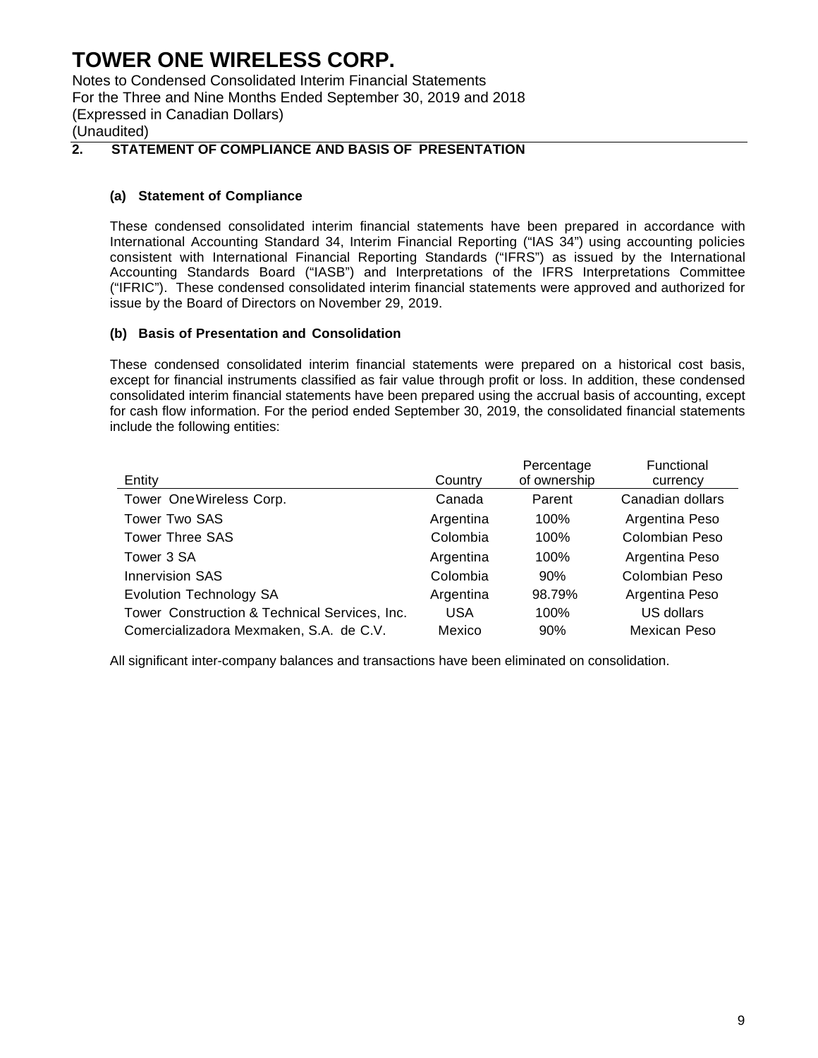## 2. STATEMENT OF COMPLIANCE AND BASIS OF PRESENTATION

### (a) Statement of Compliance

These condensed consolidated interim financial statements have been prepared in accordance with International Accounting Standard 34, Interim Financial Reporting ("IAS 34") using accounting policies consistent with International Financial Reporting Standards ("IFRS") as issued by the International Accounting Standards Board ("IASB") and Interpretations of the IFRS Interpretations Committee ("IFRIC"). These condensed consolidated interim financial statements were approved and authorized for issue by the Board of Directors on November 29, 2019.

### (b) Basis of Presentation and Consolidation

These condensed consolidated interim financial statements were prepared on a historical cost basis, except for financial instruments classified as fair value through profit or loss. In addition, these condensed consolidated interim financial statements have been prepared using the accrual basis of accounting, except for cash flow information. For the period ended September 30, 2019, the consolidated financial statements include the following entities:

| Entity | Country | Percentage of ownership | Functional currency |
|---|---|---|---|
| Tower One Wireless Corp. | Canada | Parent | Canadian dollars |
| Tower Two SAS | Argentina | 100% | Argentina Peso |
| Tower Three SAS | Colombia | 100% | Colombian Peso |
| Tower 3 SA | Argentina | 100% | Argentina Peso |
| Innervision SAS | Colombia | 90% | Colombian Peso |
| Evolution Technology SA | Argentina | 98.79% | Argentina Peso |
| Tower Construction & Technical Services, Inc. | USA | 100% | US dollars |
| Comercializadora Mexmaken, S.A. de C.V. | Mexico | 90% | Mexican Peso |

All significant inter-company balances and transactions have been eliminated on consolidation.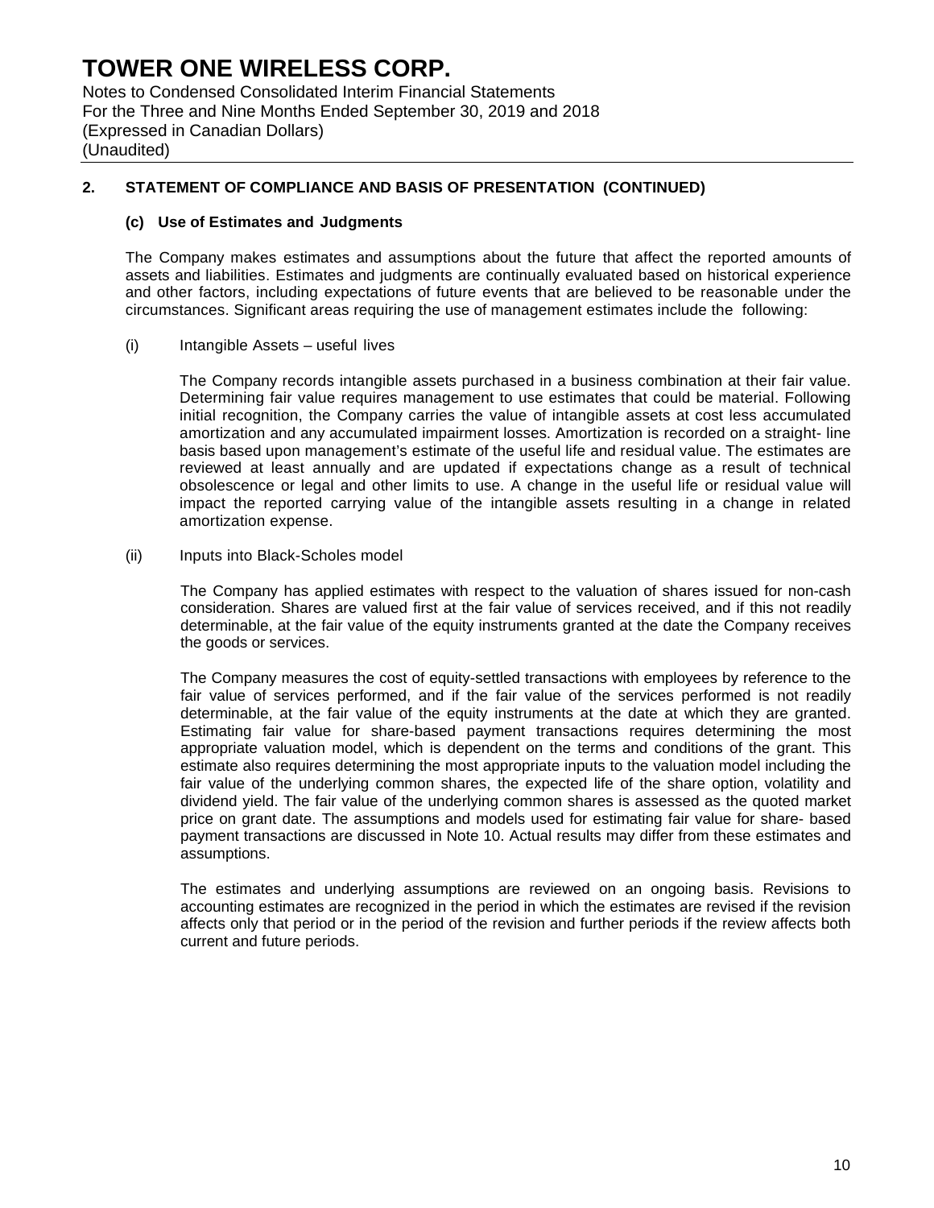## 2. STATEMENT OF COMPLIANCE AND BASIS OF PRESENTATION (CONTINUED)

### (c) Use of Estimates and Judgments

The Company makes estimates and assumptions about the future that affect the reported amounts of assets and liabilities. Estimates and judgments are continually evaluated based on historical experience and other factors, including expectations of future events that are believed to be reasonable under the circumstances. Significant areas requiring the use of management estimates include the following:

(i) Intangible Assets – useful lives

The Company records intangible assets purchased in a business combination at their fair value. Determining fair value requires management to use estimates that could be material. Following initial recognition, the Company carries the value of intangible assets at cost less accumulated amortization and any accumulated impairment losses. Amortization is recorded on a straight- line basis based upon management's estimate of the useful life and residual value. The estimates are reviewed at least annually and are updated if expectations change as a result of technical obsolescence or legal and other limits to use. A change in the useful life or residual value will impact the reported carrying value of the intangible assets resulting in a change in related amortization expense.

(ii) Inputs into Black-Scholes model

The Company has applied estimates with respect to the valuation of shares issued for non-cash consideration. Shares are valued first at the fair value of services received, and if this not readily determinable, at the fair value of the equity instruments granted at the date the Company receives the goods or services.

The Company measures the cost of equity-settled transactions with employees by reference to the fair value of services performed, and if the fair value of the services performed is not readily determinable, at the fair value of the equity instruments at the date at which they are granted. Estimating fair value for share-based payment transactions requires determining the most appropriate valuation model, which is dependent on the terms and conditions of the grant. This estimate also requires determining the most appropriate inputs to the valuation model including the fair value of the underlying common shares, the expected life of the share option, volatility and dividend yield. The fair value of the underlying common shares is assessed as the quoted market price on grant date. The assumptions and models used for estimating fair value for share- based payment transactions are discussed in Note 10. Actual results may differ from these estimates and assumptions.

The estimates and underlying assumptions are reviewed on an ongoing basis. Revisions to accounting estimates are recognized in the period in which the estimates are revised if the revision affects only that period or in the period of the revision and further periods if the review affects both current and future periods.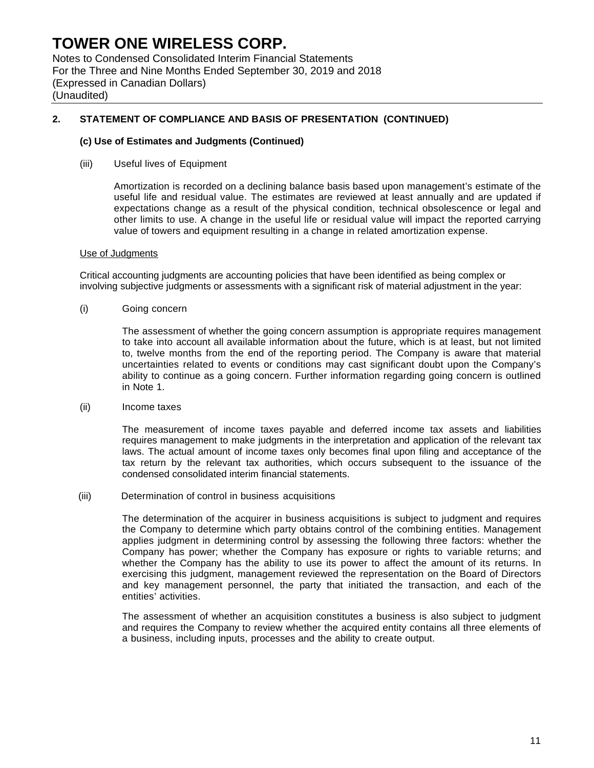## 2. STATEMENT OF COMPLIANCE AND BASIS OF PRESENTATION (CONTINUED)

### (c) Use of Estimates and Judgments (Continued)

(iii) Useful lives of Equipment

Amortization is recorded on a declining balance basis based upon management's estimate of the useful life and residual value. The estimates are reviewed at least annually and are updated if expectations change as a result of the physical condition, technical obsolescence or legal and other limits to use. A change in the useful life or residual value will impact the reported carrying value of towers and equipment resulting in a change in related amortization expense.

Use of Judgments

Critical accounting judgments are accounting policies that have been identified as being complex or involving subjective judgments or assessments with a significant risk of material adjustment in the year:

(i) Going concern

The assessment of whether the going concern assumption is appropriate requires management to take into account all available information about the future, which is at least, but not limited to, twelve months from the end of the reporting period. The Company is aware that material uncertainties related to events or conditions may cast significant doubt upon the Company's ability to continue as a going concern. Further information regarding going concern is outlined in Note 1.

(ii) Income taxes

The measurement of income taxes payable and deferred income tax assets and liabilities requires management to make judgments in the interpretation and application of the relevant tax laws. The actual amount of income taxes only becomes final upon filing and acceptance of the tax return by the relevant tax authorities, which occurs subsequent to the issuance of the condensed consolidated interim financial statements.

(iii) Determination of control in business acquisitions

The determination of the acquirer in business acquisitions is subject to judgment and requires the Company to determine which party obtains control of the combining entities. Management applies judgment in determining control by assessing the following three factors: whether the Company has power; whether the Company has exposure or rights to variable returns; and whether the Company has the ability to use its power to affect the amount of its returns. In exercising this judgment, management reviewed the representation on the Board of Directors and key management personnel, the party that initiated the transaction, and each of the entities' activities.

The assessment of whether an acquisition constitutes a business is also subject to judgment and requires the Company to review whether the acquired entity contains all three elements of a business, including inputs, processes and the ability to create output.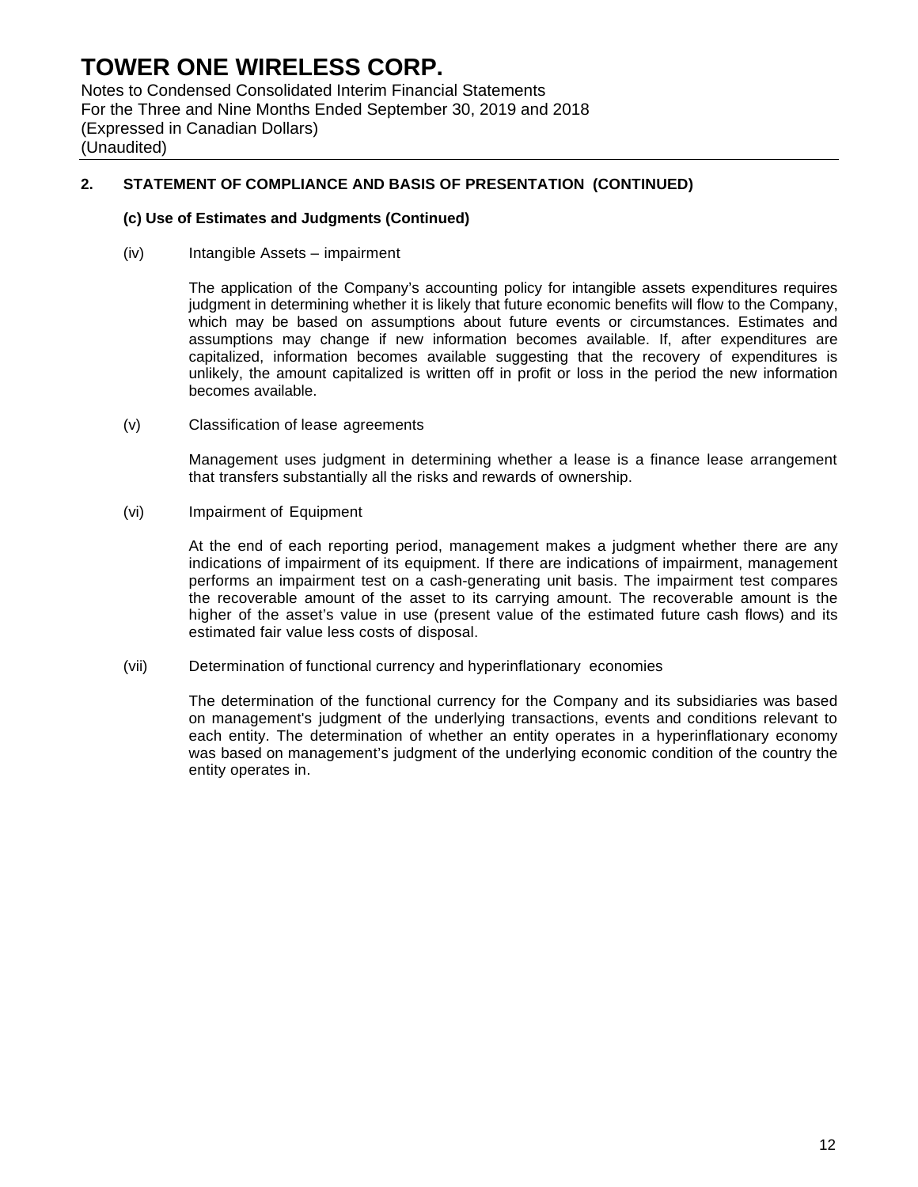## 2. STATEMENT OF COMPLIANCE AND BASIS OF PRESENTATION (CONTINUED)

### (c) Use of Estimates and Judgments (Continued)

(iv) Intangible Assets – impairment

The application of the Company's accounting policy for intangible assets expenditures requires judgment in determining whether it is likely that future economic benefits will flow to the Company, which may be based on assumptions about future events or circumstances. Estimates and assumptions may change if new information becomes available. If, after expenditures are capitalized, information becomes available suggesting that the recovery of expenditures is unlikely, the amount capitalized is written off in profit or loss in the period the new information becomes available.

(v) Classification of lease agreements

Management uses judgment in determining whether a lease is a finance lease arrangement that transfers substantially all the risks and rewards of ownership.

(vi) Impairment of Equipment

At the end of each reporting period, management makes a judgment whether there are any indications of impairment of its equipment. If there are indications of impairment, management performs an impairment test on a cash-generating unit basis. The impairment test compares the recoverable amount of the asset to its carrying amount. The recoverable amount is the higher of the asset's value in use (present value of the estimated future cash flows) and its estimated fair value less costs of disposal.

(vii) Determination of functional currency and hyperinflationary economies

The determination of the functional currency for the Company and its subsidiaries was based on management's judgment of the underlying transactions, events and conditions relevant to each entity. The determination of whether an entity operates in a hyperinflationary economy was based on management's judgment of the underlying economic condition of the country the entity operates in.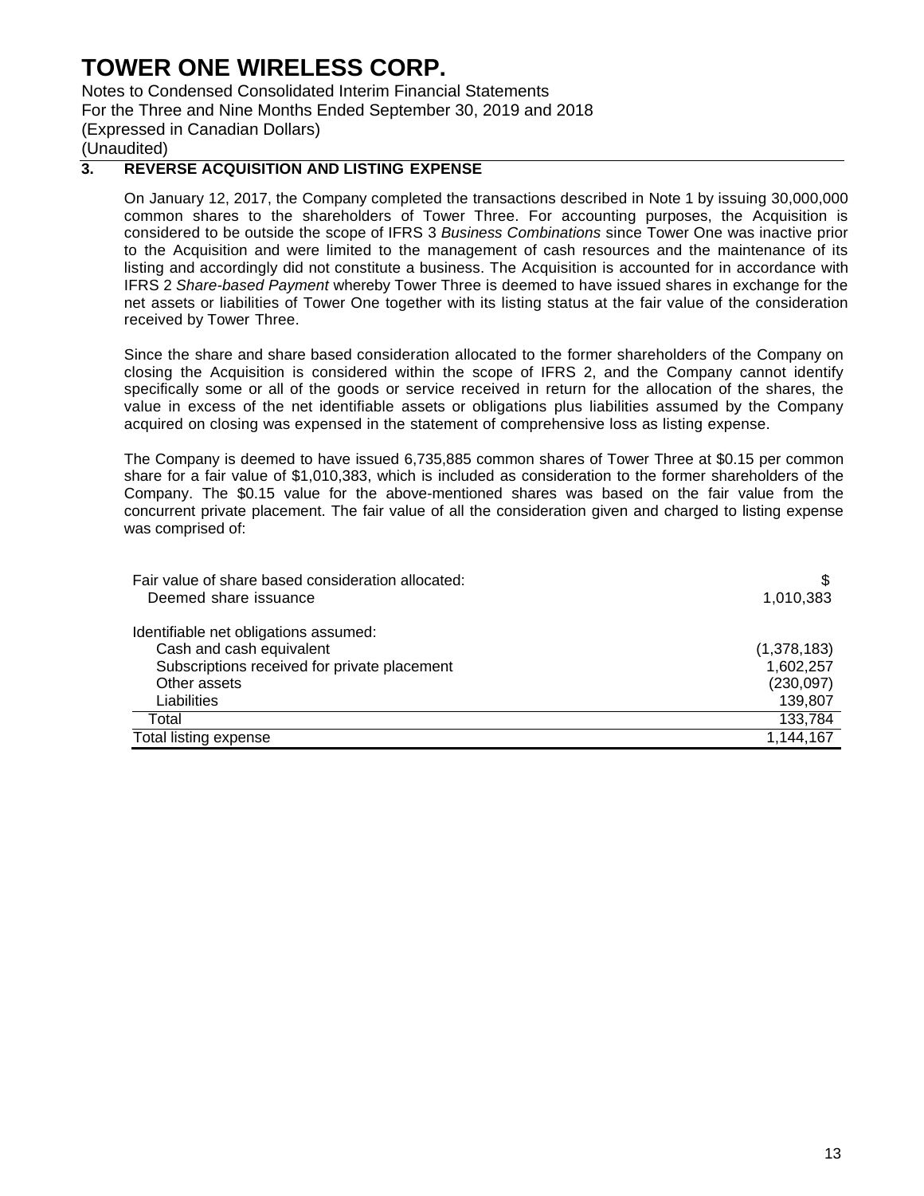## 3. REVERSE ACQUISITION AND LISTING EXPENSE

On January 12, 2017, the Company completed the transactions described in Note 1 by issuing 30,000,000 common shares to the shareholders of Tower Three. For accounting purposes, the Acquisition is considered to be outside the scope of IFRS 3 *Business Combinations* since Tower One was inactive prior to the Acquisition and were limited to the management of cash resources and the maintenance of its listing and accordingly did not constitute a business. The Acquisition is accounted for in accordance with IFRS 2 *Share-based Payment* whereby Tower Three is deemed to have issued shares in exchange for the net assets or liabilities of Tower One together with its listing status at the fair value of the consideration received by Tower Three.

Since the share and share based consideration allocated to the former shareholders of the Company on closing the Acquisition is considered within the scope of IFRS 2, and the Company cannot identify specifically some or all of the goods or service received in return for the allocation of the shares, the value in excess of the net identifiable assets or obligations plus liabilities assumed by the Company acquired on closing was expensed in the statement of comprehensive loss as listing expense.

The Company is deemed to have issued 6,735,885 common shares of Tower Three at $0.15 per common share for a fair value of $1,010,383, which is included as consideration to the former shareholders of the Company. The $0.15 value for the above-mentioned shares was based on the fair value from the concurrent private placement. The fair value of all the consideration given and charged to listing expense was comprised of:

| | $ |
|---|---|
| Fair value of share based consideration allocated: | |
| Deemed share issuance | 1,010,383 |
| Identifiable net obligations assumed: | |
| Cash and cash equivalent | (1,378,183) |
| Subscriptions received for private placement | 1,602,257 |
| Other assets | (230,097) |
| Liabilities | 139,807 |
| Total | 133,784 |
| Total listing expense | 1,144,167 |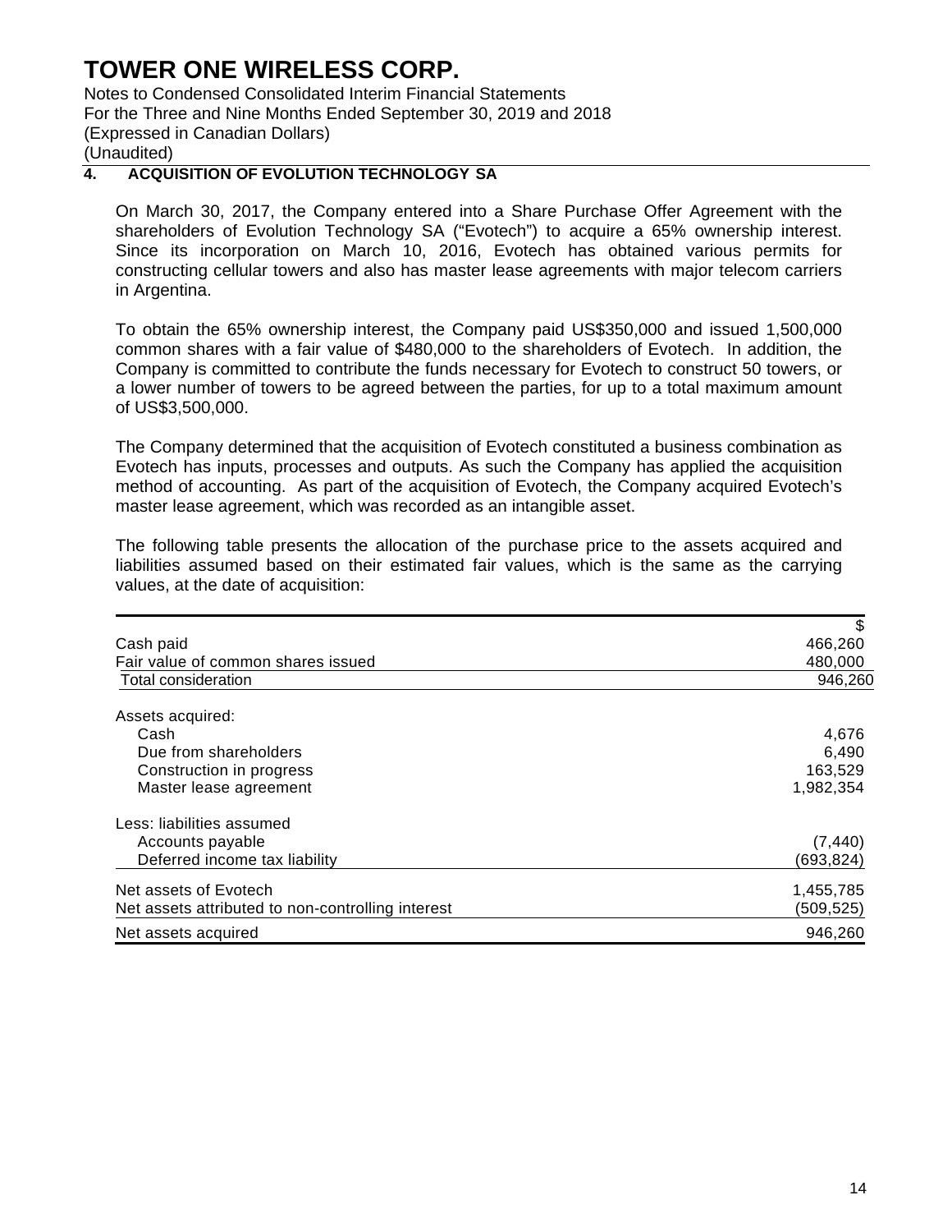## 4. ACQUISITION OF EVOLUTION TECHNOLOGY SA

On March 30, 2017, the Company entered into a Share Purchase Offer Agreement with the shareholders of Evolution Technology SA ("Evotech") to acquire a 65% ownership interest. Since its incorporation on March 10, 2016, Evotech has obtained various permits for constructing cellular towers and also has master lease agreements with major telecom carriers in Argentina.

To obtain the 65% ownership interest, the Company paid US$350,000 and issued 1,500,000 common shares with a fair value of $480,000 to the shareholders of Evotech. In addition, the Company is committed to contribute the funds necessary for Evotech to construct 50 towers, or a lower number of towers to be agreed between the parties, for up to a total maximum amount of US$3,500,000.

The Company determined that the acquisition of Evotech constituted a business combination as Evotech has inputs, processes and outputs. As such the Company has applied the acquisition method of accounting. As part of the acquisition of Evotech, the Company acquired Evotech's master lease agreement, which was recorded as an intangible asset.

The following table presents the allocation of the purchase price to the assets acquired and liabilities assumed based on their estimated fair values, which is the same as the carrying values, at the date of acquisition:

| | $ |
|---|---|
| Cash paid | 466,260 |
| Fair value of common shares issued | 480,000 |
| Total consideration | 946,260 |
| | |
| Assets acquired: | |
| Cash | 4,676 |
| Due from shareholders | 6,490 |
| Construction in progress | 163,529 |
| Master lease agreement | 1,982,354 |
| | |
| Less: liabilities assumed | |
| Accounts payable | (7,440) |
| Deferred income tax liability | (693,824) |
| | |
| Net assets of Evotech | 1,455,785 |
| Net assets attributed to non-controlling interest | (509,525) |
| Net assets acquired | 946,260 |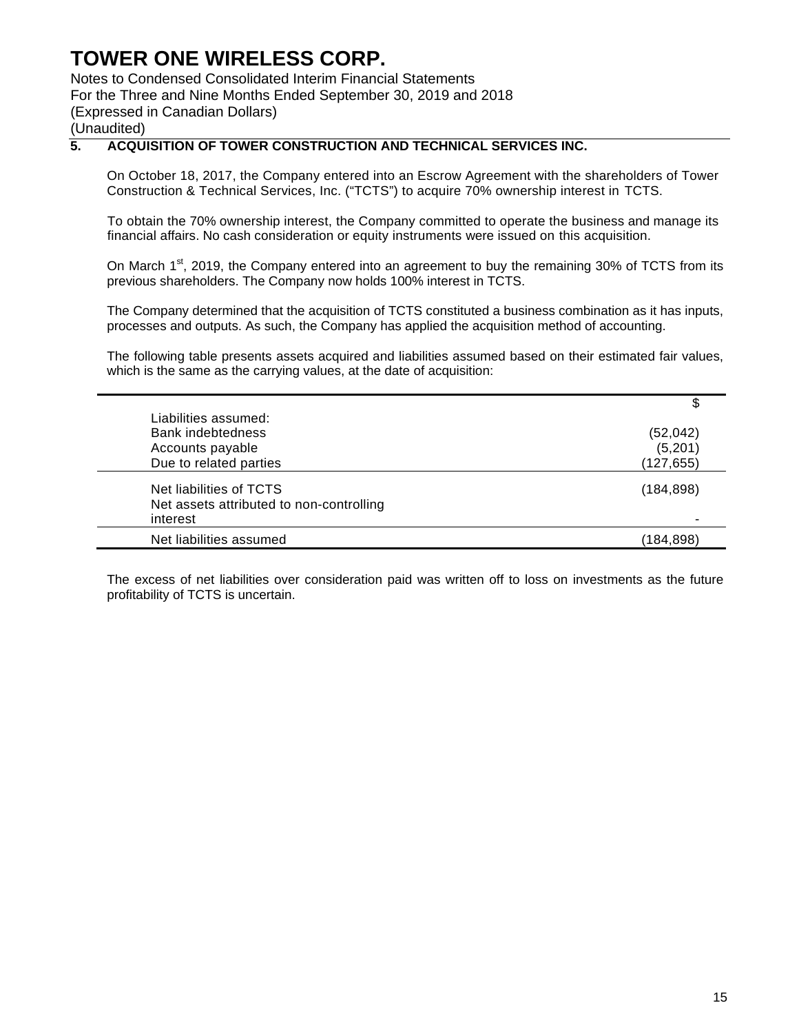## 5. ACQUISITION OF TOWER CONSTRUCTION AND TECHNICAL SERVICES INC.

On October 18, 2017, the Company entered into an Escrow Agreement with the shareholders of Tower Construction & Technical Services, Inc. (“TCTS”) to acquire 70% ownership interest in TCTS.

To obtain the 70% ownership interest, the Company committed to operate the business and manage its financial affairs. No cash consideration or equity instruments were issued on this acquisition.

On March 1st, 2019, the Company entered into an agreement to buy the remaining 30% of TCTS from its previous shareholders. The Company now holds 100% interest in TCTS.

The Company determined that the acquisition of TCTS constituted a business combination as it has inputs, processes and outputs. As such, the Company has applied the acquisition method of accounting.

The following table presents assets acquired and liabilities assumed based on their estimated fair values, which is the same as the carrying values, at the date of acquisition:

| | $ |
|---|---|
| Liabilities assumed: | |
| Bank indebtedness | (52,042) |
| Accounts payable | (5,201) |
| Due to related parties | (127,655) |
| Net liabilities of TCTS | (184,898) |
| Net assets attributed to non-controlling interest | - |
| Net liabilities assumed | (184,898) |

The excess of net liabilities over consideration paid was written off to loss on investments as the future profitability of TCTS is uncertain.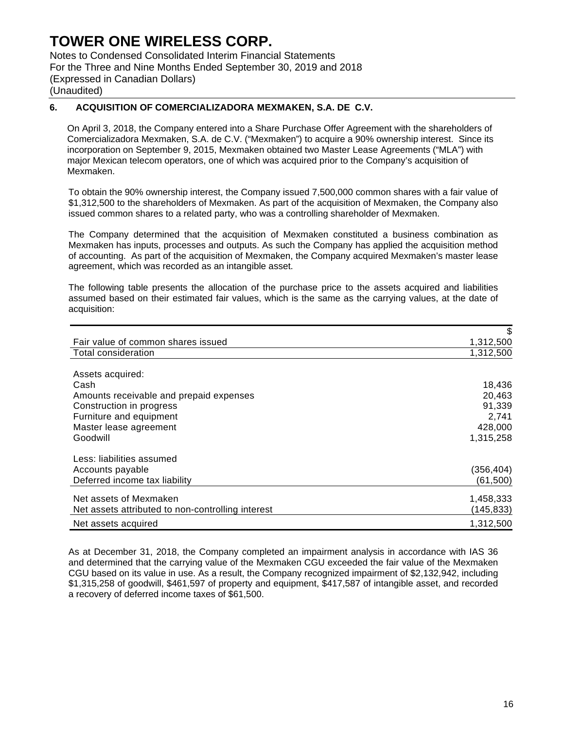## 6. ACQUISITION OF COMERCIALIZADORA MEXMAKEN, S.A. DE C.V.

On April 3, 2018, the Company entered into a Share Purchase Offer Agreement with the shareholders of Comercializadora Mexmaken, S.A. de C.V. ("Mexmaken") to acquire a 90% ownership interest. Since its incorporation on September 9, 2015, Mexmaken obtained two Master Lease Agreements ("MLA") with major Mexican telecom operators, one of which was acquired prior to the Company's acquisition of Mexmaken.

To obtain the 90% ownership interest, the Company issued 7,500,000 common shares with a fair value of $1,312,500 to the shareholders of Mexmaken. As part of the acquisition of Mexmaken, the Company also issued common shares to a related party, who was a controlling shareholder of Mexmaken.

The Company determined that the acquisition of Mexmaken constituted a business combination as Mexmaken has inputs, processes and outputs. As such the Company has applied the acquisition method of accounting. As part of the acquisition of Mexmaken, the Company acquired Mexmaken's master lease agreement, which was recorded as an intangible asset.

The following table presents the allocation of the purchase price to the assets acquired and liabilities assumed based on their estimated fair values, which is the same as the carrying values, at the date of acquisition:

| | $ |
|---|---|
| Fair value of common shares issued | 1,312,500 |
| Total consideration | 1,312,500 |
| | |
| Assets acquired: | |
| Cash | 18,436 |
| Amounts receivable and prepaid expenses | 20,463 |
| Construction in progress | 91,339 |
| Furniture and equipment | 2,741 |
| Master lease agreement | 428,000 |
| Goodwill | 1,315,258 |
| | |
| Less: liabilities assumed | |
| Accounts payable | (356,404) |
| Deferred income tax liability | (61,500) |
| | |
| Net assets of Mexmaken | 1,458,333 |
| Net assets attributed to non-controlling interest | (145,833) |
| Net assets acquired | 1,312,500 |

As at December 31, 2018, the Company completed an impairment analysis in accordance with IAS 36 and determined that the carrying value of the Mexmaken CGU exceeded the fair value of the Mexmaken CGU based on its value in use. As a result, the Company recognized impairment of $2,132,942, including $1,315,258 of goodwill, $461,597 of property and equipment, $417,587 of intangible asset, and recorded a recovery of deferred income taxes of $61,500.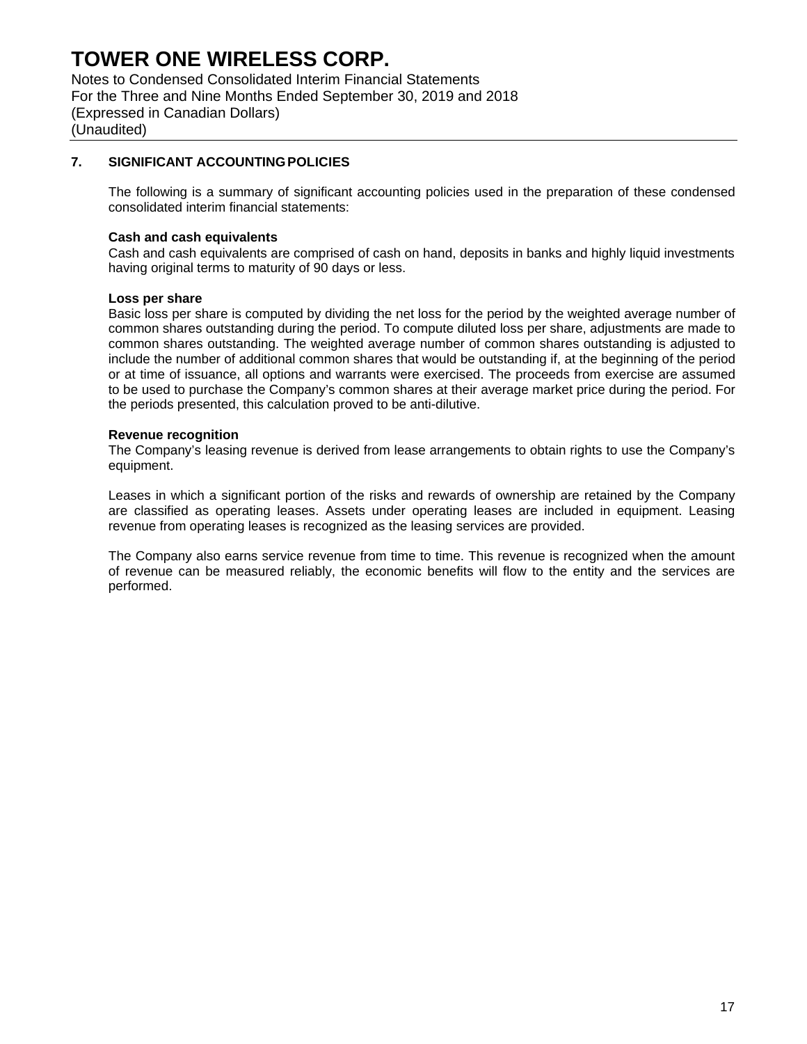## 7. SIGNIFICANT ACCOUNTING POLICIES

The following is a summary of significant accounting policies used in the preparation of these condensed consolidated interim financial statements:

**Cash and cash equivalents**

Cash and cash equivalents are comprised of cash on hand, deposits in banks and highly liquid investments having original terms to maturity of 90 days or less.

**Loss per share**

Basic loss per share is computed by dividing the net loss for the period by the weighted average number of common shares outstanding during the period. To compute diluted loss per share, adjustments are made to common shares outstanding. The weighted average number of common shares outstanding is adjusted to include the number of additional common shares that would be outstanding if, at the beginning of the period or at time of issuance, all options and warrants were exercised. The proceeds from exercise are assumed to be used to purchase the Company's common shares at their average market price during the period. For the periods presented, this calculation proved to be anti-dilutive.

**Revenue recognition**

The Company's leasing revenue is derived from lease arrangements to obtain rights to use the Company's equipment.

Leases in which a significant portion of the risks and rewards of ownership are retained by the Company are classified as operating leases. Assets under operating leases are included in equipment. Leasing revenue from operating leases is recognized as the leasing services are provided.

The Company also earns service revenue from time to time. This revenue is recognized when the amount of revenue can be measured reliably, the economic benefits will flow to the entity and the services are performed.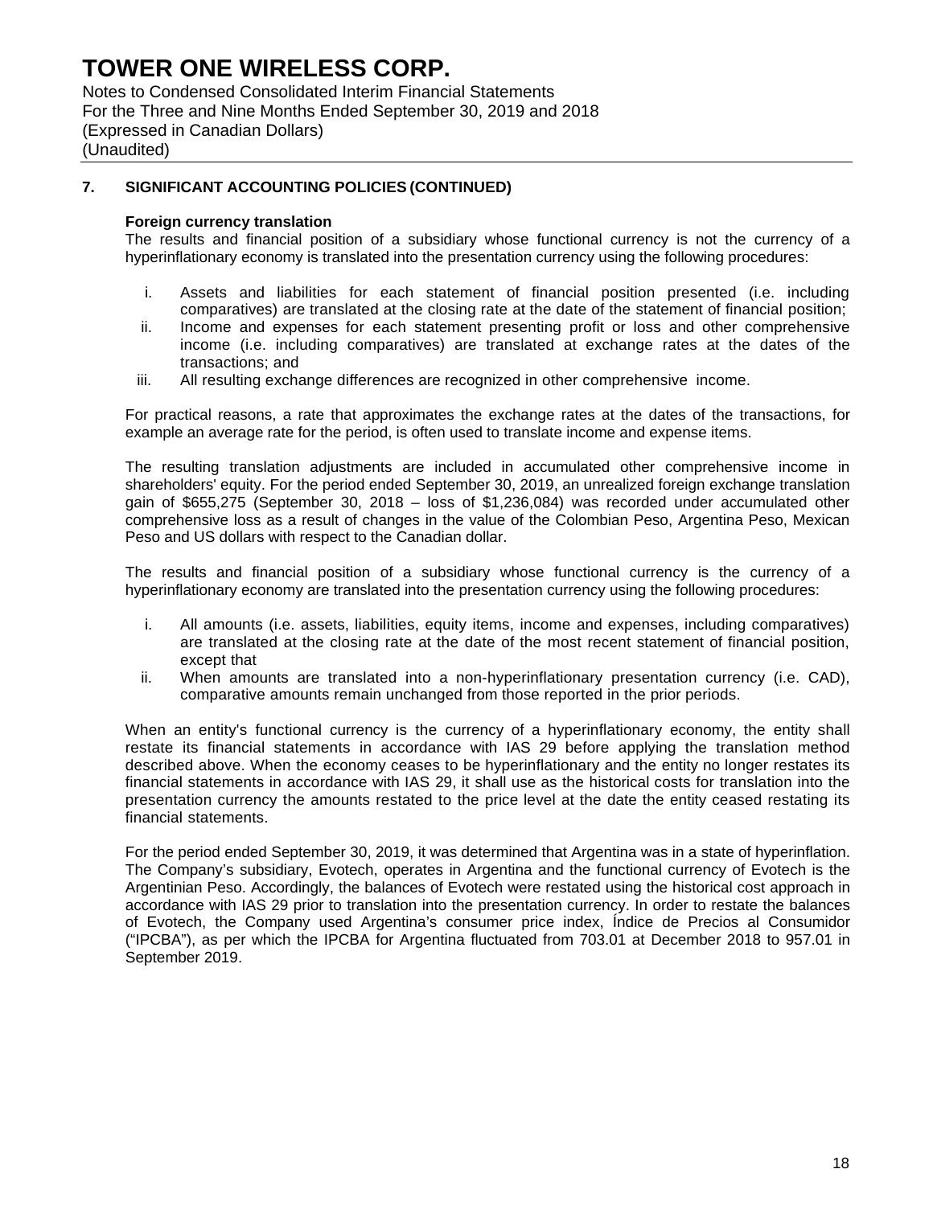## 7. SIGNIFICANT ACCOUNTING POLICIES (CONTINUED)

### Foreign currency translation

The results and financial position of a subsidiary whose functional currency is not the currency of a hyperinflationary economy is translated into the presentation currency using the following procedures:

i. Assets and liabilities for each statement of financial position presented (i.e. including comparatives) are translated at the closing rate at the date of the statement of financial position;
ii. Income and expenses for each statement presenting profit or loss and other comprehensive income (i.e. including comparatives) are translated at exchange rates at the dates of the transactions; and
iii. All resulting exchange differences are recognized in other comprehensive income.

For practical reasons, a rate that approximates the exchange rates at the dates of the transactions, for example an average rate for the period, is often used to translate income and expense items.

The resulting translation adjustments are included in accumulated other comprehensive income in shareholders' equity. For the period ended September 30, 2019, an unrealized foreign exchange translation gain of $655,275 (September 30, 2018 – loss of $1,236,084) was recorded under accumulated other comprehensive loss as a result of changes in the value of the Colombian Peso, Argentina Peso, Mexican Peso and US dollars with respect to the Canadian dollar.

The results and financial position of a subsidiary whose functional currency is the currency of a hyperinflationary economy are translated into the presentation currency using the following procedures:

i. All amounts (i.e. assets, liabilities, equity items, income and expenses, including comparatives) are translated at the closing rate at the date of the most recent statement of financial position, except that
ii. When amounts are translated into a non-hyperinflationary presentation currency (i.e. CAD), comparative amounts remain unchanged from those reported in the prior periods.

When an entity's functional currency is the currency of a hyperinflationary economy, the entity shall restate its financial statements in accordance with IAS 29 before applying the translation method described above. When the economy ceases to be hyperinflationary and the entity no longer restates its financial statements in accordance with IAS 29, it shall use as the historical costs for translation into the presentation currency the amounts restated to the price level at the date the entity ceased restating its financial statements.

For the period ended September 30, 2019, it was determined that Argentina was in a state of hyperinflation. The Company's subsidiary, Evotech, operates in Argentina and the functional currency of Evotech is the Argentinian Peso. Accordingly, the balances of Evotech were restated using the historical cost approach in accordance with IAS 29 prior to translation into the presentation currency. In order to restate the balances of Evotech, the Company used Argentina's consumer price index, Índice de Precios al Consumidor ("IPCBA"), as per which the IPCBA for Argentina fluctuated from 703.01 at December 2018 to 957.01 in September 2019.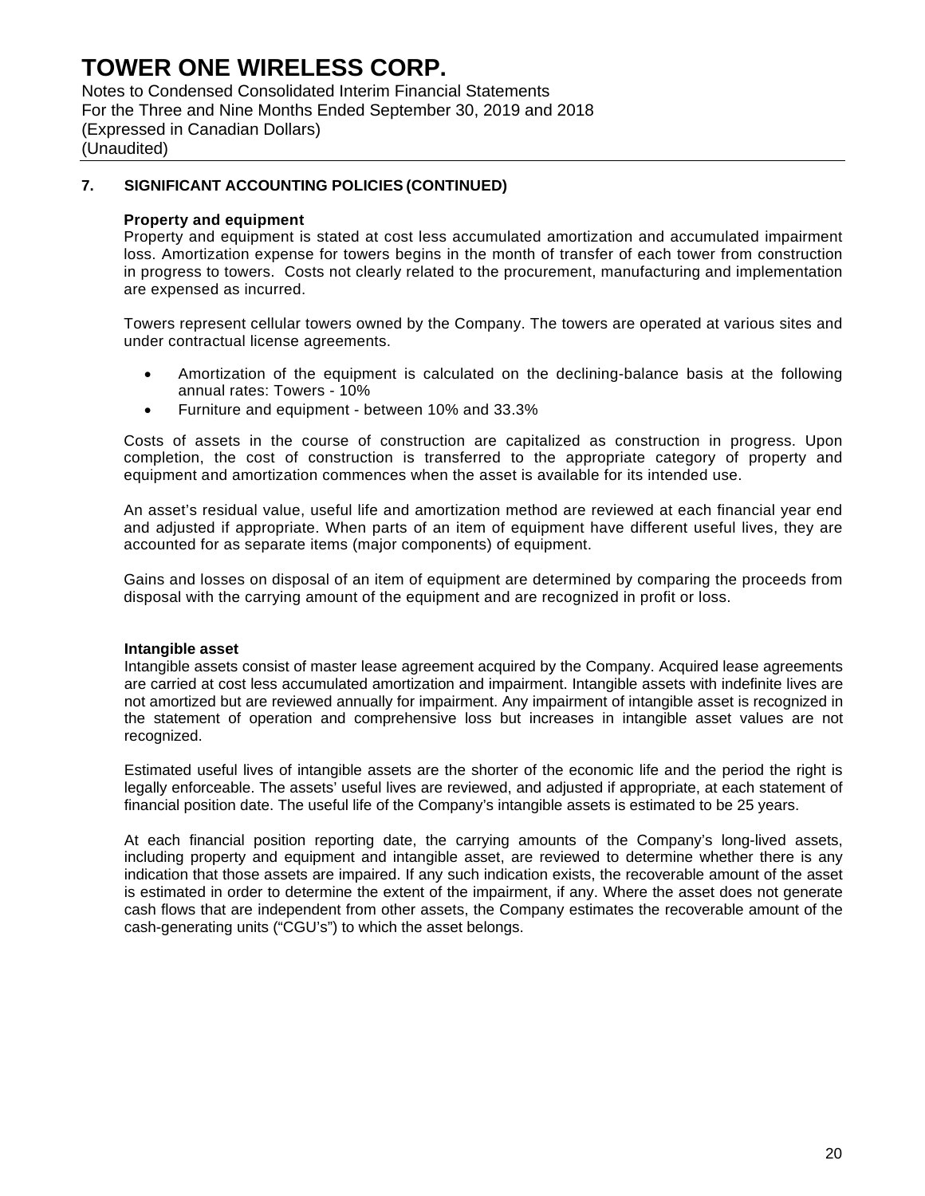## 7. SIGNIFICANT ACCOUNTING POLICIES (CONTINUED)

**Property and equipment**

Property and equipment is stated at cost less accumulated amortization and accumulated impairment loss. Amortization expense for towers begins in the month of transfer of each tower from construction in progress to towers. Costs not clearly related to the procurement, manufacturing and implementation are expensed as incurred.

Towers represent cellular towers owned by the Company. The towers are operated at various sites and under contractual license agreements.

- Amortization of the equipment is calculated on the declining-balance basis at the following annual rates: Towers - 10%
- Furniture and equipment - between 10% and 33.3%

Costs of assets in the course of construction are capitalized as construction in progress. Upon completion, the cost of construction is transferred to the appropriate category of property and equipment and amortization commences when the asset is available for its intended use.

An asset's residual value, useful life and amortization method are reviewed at each financial year end and adjusted if appropriate. When parts of an item of equipment have different useful lives, they are accounted for as separate items (major components) of equipment.

Gains and losses on disposal of an item of equipment are determined by comparing the proceeds from disposal with the carrying amount of the equipment and are recognized in profit or loss.

**Intangible asset**

Intangible assets consist of master lease agreement acquired by the Company. Acquired lease agreements are carried at cost less accumulated amortization and impairment. Intangible assets with indefinite lives are not amortized but are reviewed annually for impairment. Any impairment of intangible asset is recognized in the statement of operation and comprehensive loss but increases in intangible asset values are not recognized.

Estimated useful lives of intangible assets are the shorter of the economic life and the period the right is legally enforceable. The assets' useful lives are reviewed, and adjusted if appropriate, at each statement of financial position date. The useful life of the Company's intangible assets is estimated to be 25 years.

At each financial position reporting date, the carrying amounts of the Company's long-lived assets, including property and equipment and intangible asset, are reviewed to determine whether there is any indication that those assets are impaired. If any such indication exists, the recoverable amount of the asset is estimated in order to determine the extent of the impairment, if any. Where the asset does not generate cash flows that are independent from other assets, the Company estimates the recoverable amount of the cash-generating units ("CGU's") to which the asset belongs.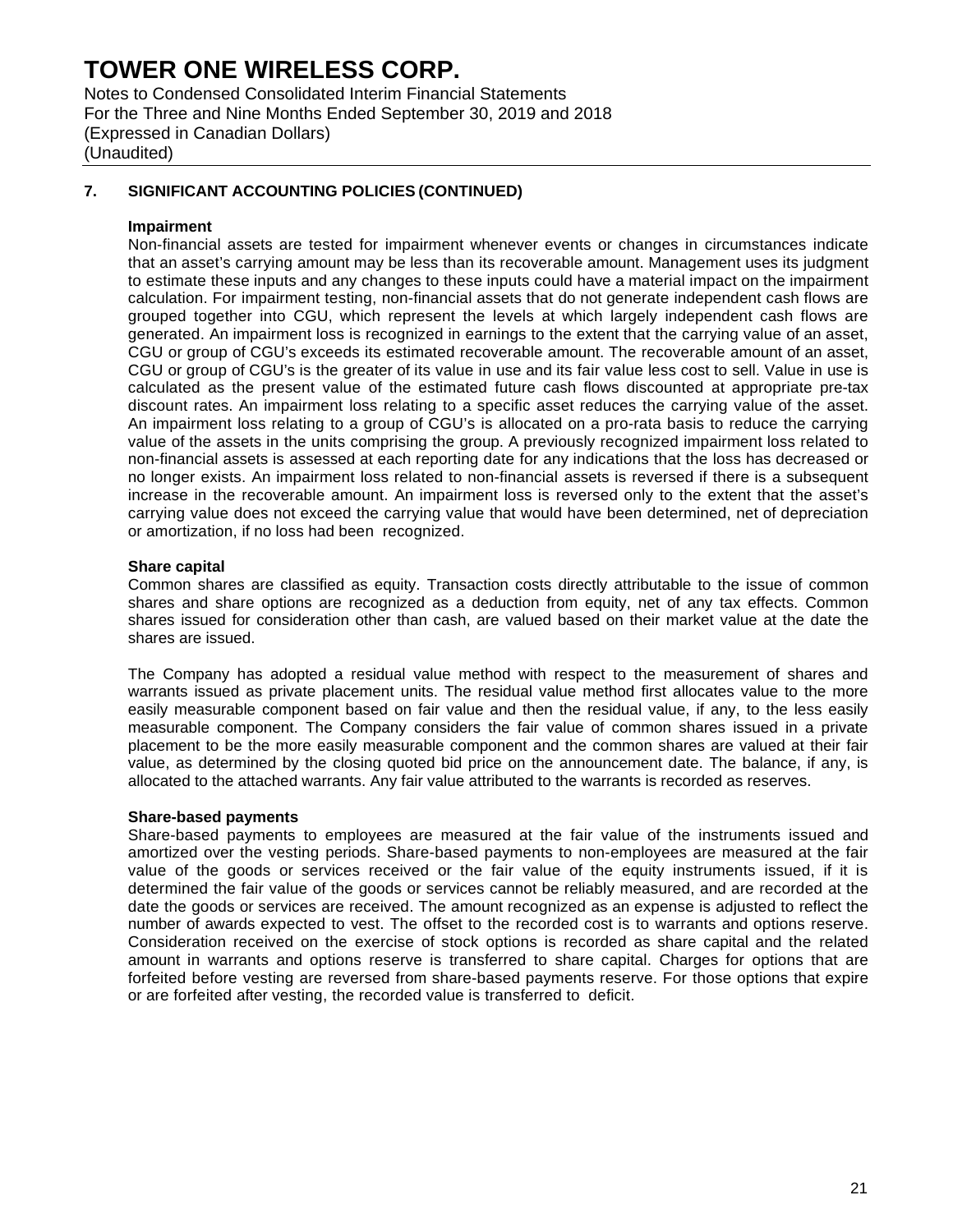## 7. SIGNIFICANT ACCOUNTING POLICIES (CONTINUED)

### Impairment

Non-financial assets are tested for impairment whenever events or changes in circumstances indicate that an asset's carrying amount may be less than its recoverable amount. Management uses its judgment to estimate these inputs and any changes to these inputs could have a material impact on the impairment calculation. For impairment testing, non-financial assets that do not generate independent cash flows are grouped together into CGU, which represent the levels at which largely independent cash flows are generated. An impairment loss is recognized in earnings to the extent that the carrying value of an asset, CGU or group of CGU's exceeds its estimated recoverable amount. The recoverable amount of an asset, CGU or group of CGU's is the greater of its value in use and its fair value less cost to sell. Value in use is calculated as the present value of the estimated future cash flows discounted at appropriate pre-tax discount rates. An impairment loss relating to a specific asset reduces the carrying value of the asset. An impairment loss relating to a group of CGU's is allocated on a pro-rata basis to reduce the carrying value of the assets in the units comprising the group. A previously recognized impairment loss related to non-financial assets is assessed at each reporting date for any indications that the loss has decreased or no longer exists. An impairment loss related to non-financial assets is reversed if there is a subsequent increase in the recoverable amount. An impairment loss is reversed only to the extent that the asset's carrying value does not exceed the carrying value that would have been determined, net of depreciation or amortization, if no loss had been recognized.

### Share capital

Common shares are classified as equity. Transaction costs directly attributable to the issue of common shares and share options are recognized as a deduction from equity, net of any tax effects. Common shares issued for consideration other than cash, are valued based on their market value at the date the shares are issued.

The Company has adopted a residual value method with respect to the measurement of shares and warrants issued as private placement units. The residual value method first allocates value to the more easily measurable component based on fair value and then the residual value, if any, to the less easily measurable component. The Company considers the fair value of common shares issued in a private placement to be the more easily measurable component and the common shares are valued at their fair value, as determined by the closing quoted bid price on the announcement date. The balance, if any, is allocated to the attached warrants. Any fair value attributed to the warrants is recorded as reserves.

### Share-based payments

Share-based payments to employees are measured at the fair value of the instruments issued and amortized over the vesting periods. Share-based payments to non-employees are measured at the fair value of the goods or services received or the fair value of the equity instruments issued, if it is determined the fair value of the goods or services cannot be reliably measured, and are recorded at the date the goods or services are received. The amount recognized as an expense is adjusted to reflect the number of awards expected to vest. The offset to the recorded cost is to warrants and options reserve. Consideration received on the exercise of stock options is recorded as share capital and the related amount in warrants and options reserve is transferred to share capital. Charges for options that are forfeited before vesting are reversed from share-based payments reserve. For those options that expire or are forfeited after vesting, the recorded value is transferred to deficit.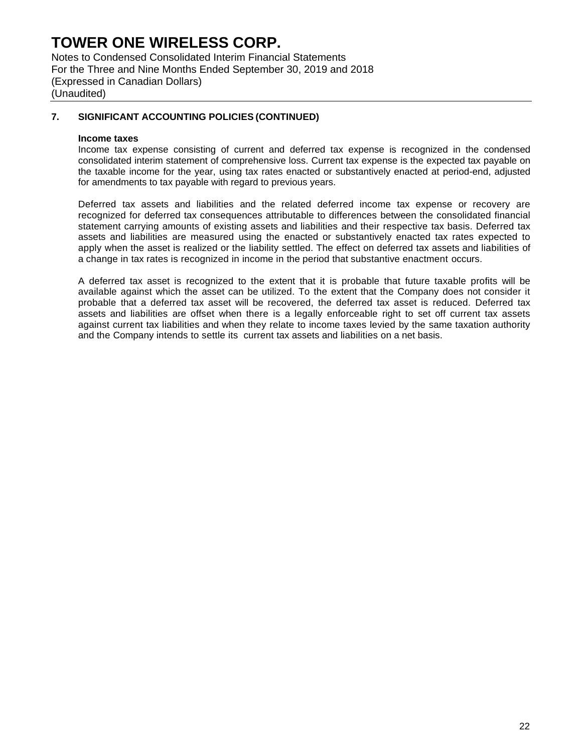## 7. SIGNIFICANT ACCOUNTING POLICIES (CONTINUED)

### Income taxes

Income tax expense consisting of current and deferred tax expense is recognized in the condensed consolidated interim statement of comprehensive loss. Current tax expense is the expected tax payable on the taxable income for the year, using tax rates enacted or substantively enacted at period-end, adjusted for amendments to tax payable with regard to previous years.

Deferred tax assets and liabilities and the related deferred income tax expense or recovery are recognized for deferred tax consequences attributable to differences between the consolidated financial statement carrying amounts of existing assets and liabilities and their respective tax basis. Deferred tax assets and liabilities are measured using the enacted or substantively enacted tax rates expected to apply when the asset is realized or the liability settled. The effect on deferred tax assets and liabilities of a change in tax rates is recognized in income in the period that substantive enactment occurs.

A deferred tax asset is recognized to the extent that it is probable that future taxable profits will be available against which the asset can be utilized. To the extent that the Company does not consider it probable that a deferred tax asset will be recovered, the deferred tax asset is reduced. Deferred tax assets and liabilities are offset when there is a legally enforceable right to set off current tax assets against current tax liabilities and when they relate to income taxes levied by the same taxation authority and the Company intends to settle its current tax assets and liabilities on a net basis.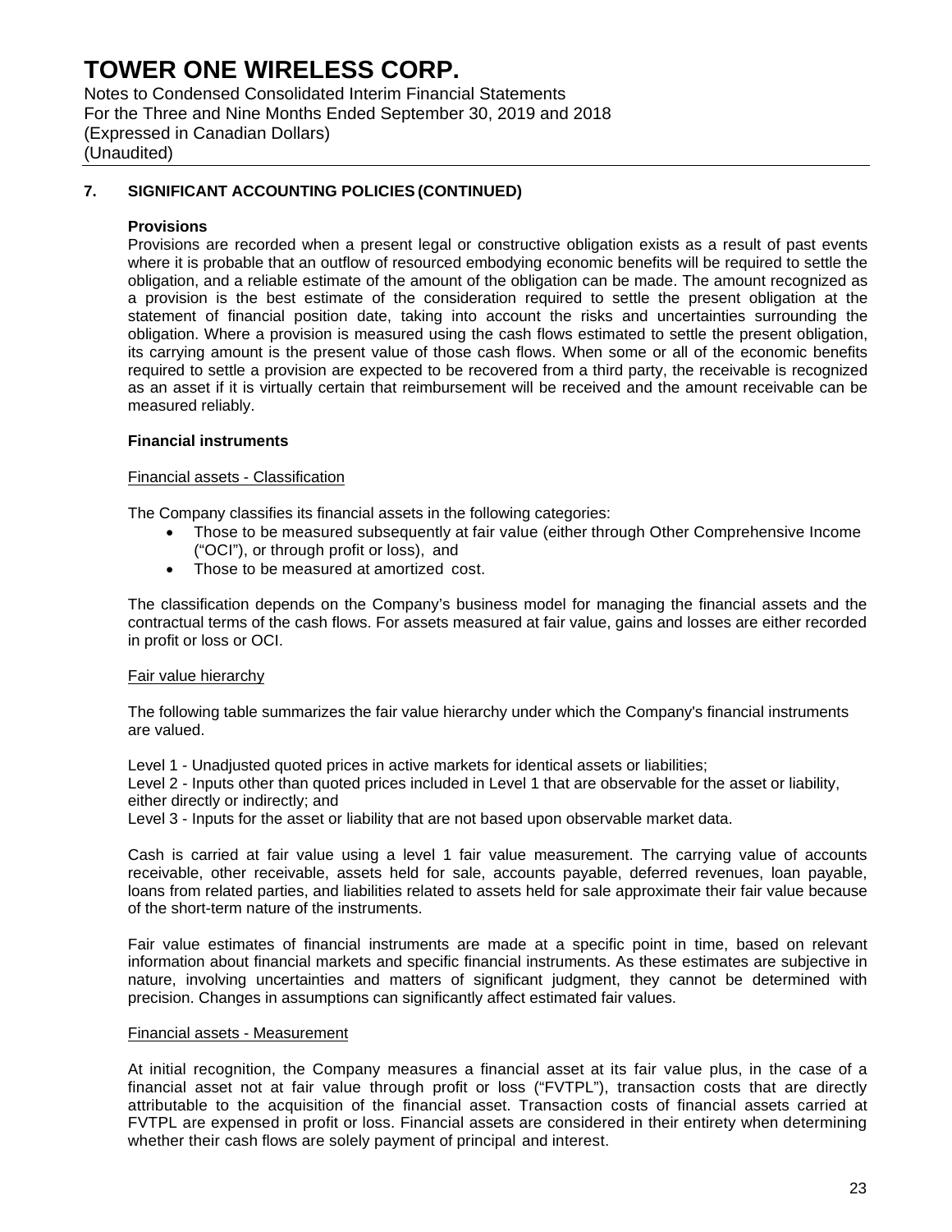## 7. SIGNIFICANT ACCOUNTING POLICIES (CONTINUED)

### Provisions

Provisions are recorded when a present legal or constructive obligation exists as a result of past events where it is probable that an outflow of resourced embodying economic benefits will be required to settle the obligation, and a reliable estimate of the amount of the obligation can be made. The amount recognized as a provision is the best estimate of the consideration required to settle the present obligation at the statement of financial position date, taking into account the risks and uncertainties surrounding the obligation. Where a provision is measured using the cash flows estimated to settle the present obligation, its carrying amount is the present value of those cash flows. When some or all of the economic benefits required to settle a provision are expected to be recovered from a third party, the receivable is recognized as an asset if it is virtually certain that reimbursement will be received and the amount receivable can be measured reliably.

### Financial instruments

Financial assets - Classification

The Company classifies its financial assets in the following categories:

- Those to be measured subsequently at fair value (either through Other Comprehensive Income ("OCI"), or through profit or loss), and
- Those to be measured at amortized cost.

The classification depends on the Company's business model for managing the financial assets and the contractual terms of the cash flows. For assets measured at fair value, gains and losses are either recorded in profit or loss or OCI.

Fair value hierarchy

The following table summarizes the fair value hierarchy under which the Company's financial instruments are valued.

Level 1 - Unadjusted quoted prices in active markets for identical assets or liabilities;
Level 2 - Inputs other than quoted prices included in Level 1 that are observable for the asset or liability, either directly or indirectly; and
Level 3 - Inputs for the asset or liability that are not based upon observable market data.

Cash is carried at fair value using a level 1 fair value measurement. The carrying value of accounts receivable, other receivable, assets held for sale, accounts payable, deferred revenues, loan payable, loans from related parties, and liabilities related to assets held for sale approximate their fair value because of the short-term nature of the instruments.

Fair value estimates of financial instruments are made at a specific point in time, based on relevant information about financial markets and specific financial instruments. As these estimates are subjective in nature, involving uncertainties and matters of significant judgment, they cannot be determined with precision. Changes in assumptions can significantly affect estimated fair values.

Financial assets - Measurement

At initial recognition, the Company measures a financial asset at its fair value plus, in the case of a financial asset not at fair value through profit or loss ("FVTPL"), transaction costs that are directly attributable to the acquisition of the financial asset. Transaction costs of financial assets carried at FVTPL are expensed in profit or loss. Financial assets are considered in their entirety when determining whether their cash flows are solely payment of principal and interest.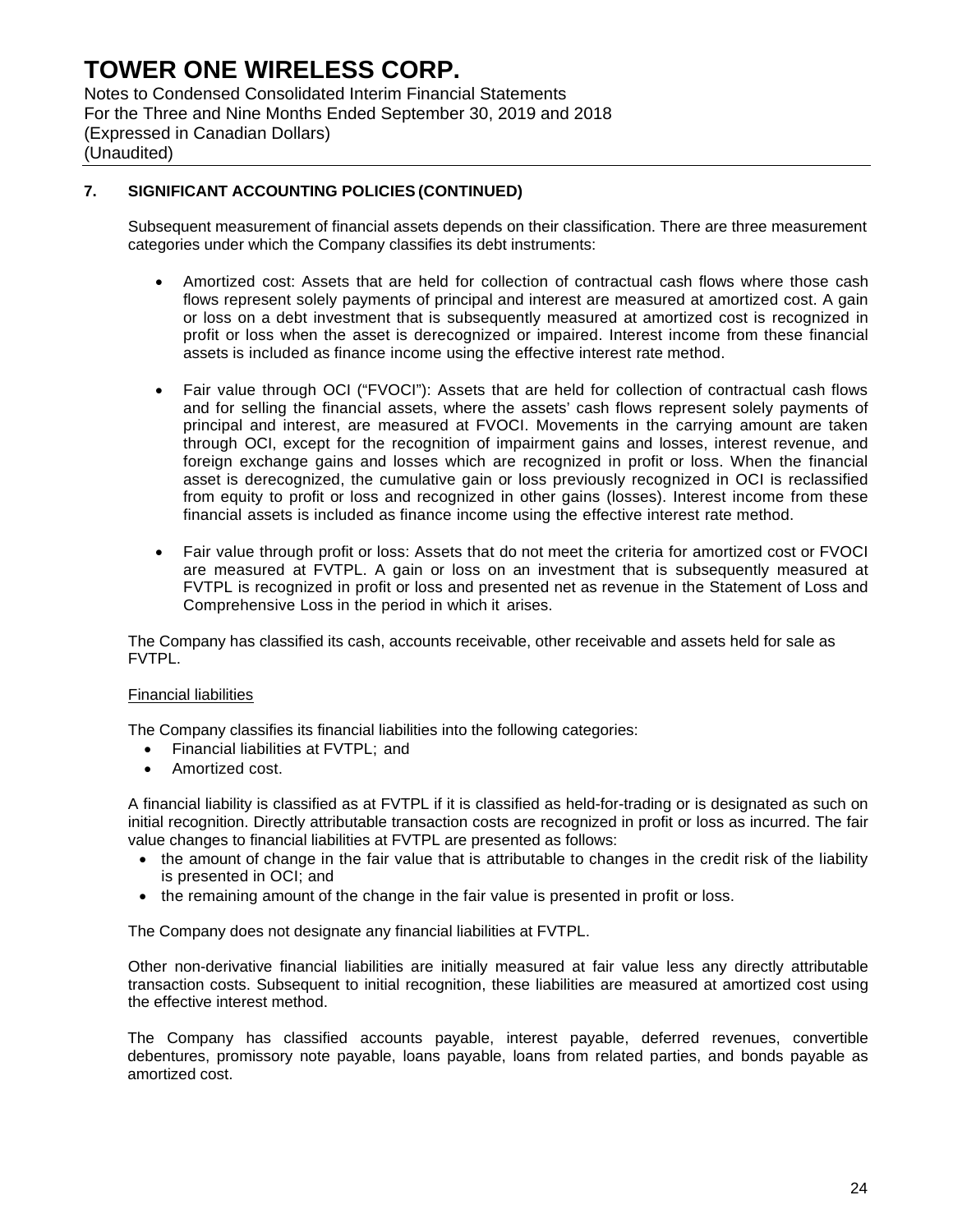## 7. SIGNIFICANT ACCOUNTING POLICIES (CONTINUED)

Subsequent measurement of financial assets depends on their classification. There are three measurement categories under which the Company classifies its debt instruments:

- Amortized cost: Assets that are held for collection of contractual cash flows where those cash flows represent solely payments of principal and interest are measured at amortized cost. A gain or loss on a debt investment that is subsequently measured at amortized cost is recognized in profit or loss when the asset is derecognized or impaired. Interest income from these financial assets is included as finance income using the effective interest rate method.

- Fair value through OCI ("FVOCI"): Assets that are held for collection of contractual cash flows and for selling the financial assets, where the assets' cash flows represent solely payments of principal and interest, are measured at FVOCI. Movements in the carrying amount are taken through OCI, except for the recognition of impairment gains and losses, interest revenue, and foreign exchange gains and losses which are recognized in profit or loss. When the financial asset is derecognized, the cumulative gain or loss previously recognized in OCI is reclassified from equity to profit or loss and recognized in other gains (losses). Interest income from these financial assets is included as finance income using the effective interest rate method.

- Fair value through profit or loss: Assets that do not meet the criteria for amortized cost or FVOCI are measured at FVTPL. A gain or loss on an investment that is subsequently measured at FVTPL is recognized in profit or loss and presented net as revenue in the Statement of Loss and Comprehensive Loss in the period in which it arises.

The Company has classified its cash, accounts receivable, other receivable and assets held for sale as FVTPL.

### Financial liabilities

The Company classifies its financial liabilities into the following categories:

- Financial liabilities at FVTPL; and
- Amortized cost.

A financial liability is classified as at FVTPL if it is classified as held-for-trading or is designated as such on initial recognition. Directly attributable transaction costs are recognized in profit or loss as incurred. The fair value changes to financial liabilities at FVTPL are presented as follows:

- the amount of change in the fair value that is attributable to changes in the credit risk of the liability is presented in OCI; and
- the remaining amount of the change in the fair value is presented in profit or loss.

The Company does not designate any financial liabilities at FVTPL.

Other non-derivative financial liabilities are initially measured at fair value less any directly attributable transaction costs. Subsequent to initial recognition, these liabilities are measured at amortized cost using the effective interest method.

The Company has classified accounts payable, interest payable, deferred revenues, convertible debentures, promissory note payable, loans payable, loans from related parties, and bonds payable as amortized cost.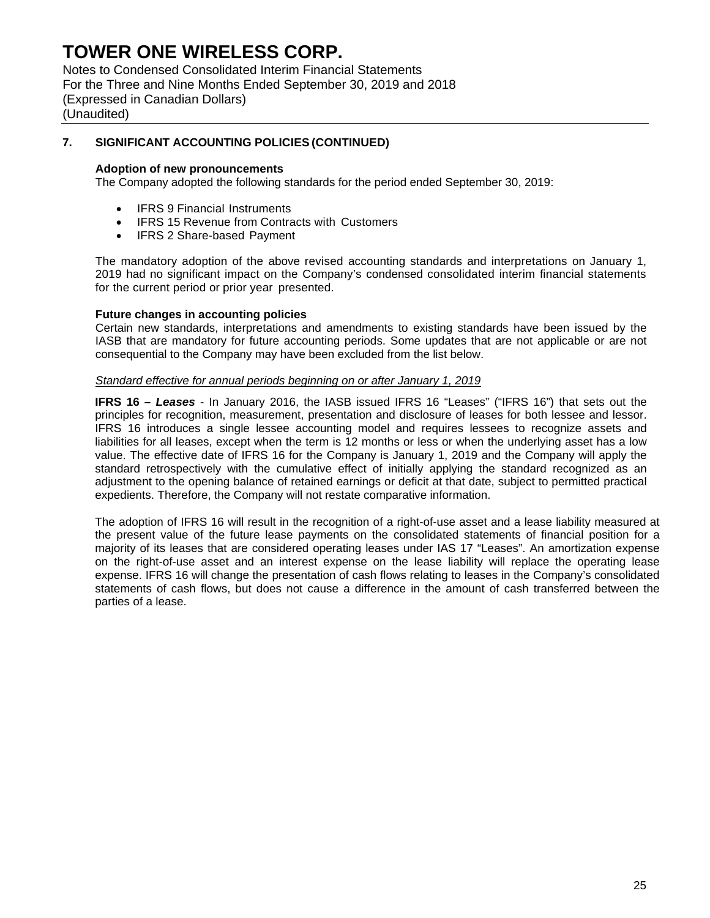# TOWER ONE WIRELESS CORP.

Notes to Condensed Consolidated Interim Financial Statements
For the Three and Nine Months Ended September 30, 2019 and 2018
(Expressed in Canadian Dollars)
(Unaudited)

## 7. SIGNIFICANT ACCOUNTING POLICIES (CONTINUED)

**Adoption of new pronouncements**

The Company adopted the following standards for the period ended September 30, 2019:

- IFRS 9 Financial Instruments
- IFRS 15 Revenue from Contracts with Customers
- IFRS 2 Share-based Payment

The mandatory adoption of the above revised accounting standards and interpretations on January 1, 2019 had no significant impact on the Company's condensed consolidated interim financial statements for the current period or prior year presented.

**Future changes in accounting policies**

Certain new standards, interpretations and amendments to existing standards have been issued by the IASB that are mandatory for future accounting periods. Some updates that are not applicable or are not consequential to the Company may have been excluded from the list below.

*Standard effective for annual periods beginning on or after January 1, 2019*

**IFRS 16 –** ***Leases*** - In January 2016, the IASB issued IFRS 16 "Leases" ("IFRS 16") that sets out the principles for recognition, measurement, presentation and disclosure of leases for both lessee and lessor. IFRS 16 introduces a single lessee accounting model and requires lessees to recognize assets and liabilities for all leases, except when the term is 12 months or less or when the underlying asset has a low value. The effective date of IFRS 16 for the Company is January 1, 2019 and the Company will apply the standard retrospectively with the cumulative effect of initially applying the standard recognized as an adjustment to the opening balance of retained earnings or deficit at that date, subject to permitted practical expedients. Therefore, the Company will not restate comparative information.

The adoption of IFRS 16 will result in the recognition of a right-of-use asset and a lease liability measured at the present value of the future lease payments on the consolidated statements of financial position for a majority of its leases that are considered operating leases under IAS 17 "Leases". An amortization expense on the right-of-use asset and an interest expense on the lease liability will replace the operating lease expense. IFRS 16 will change the presentation of cash flows relating to leases in the Company's consolidated statements of cash flows, but does not cause a difference in the amount of cash transferred between the parties of a lease.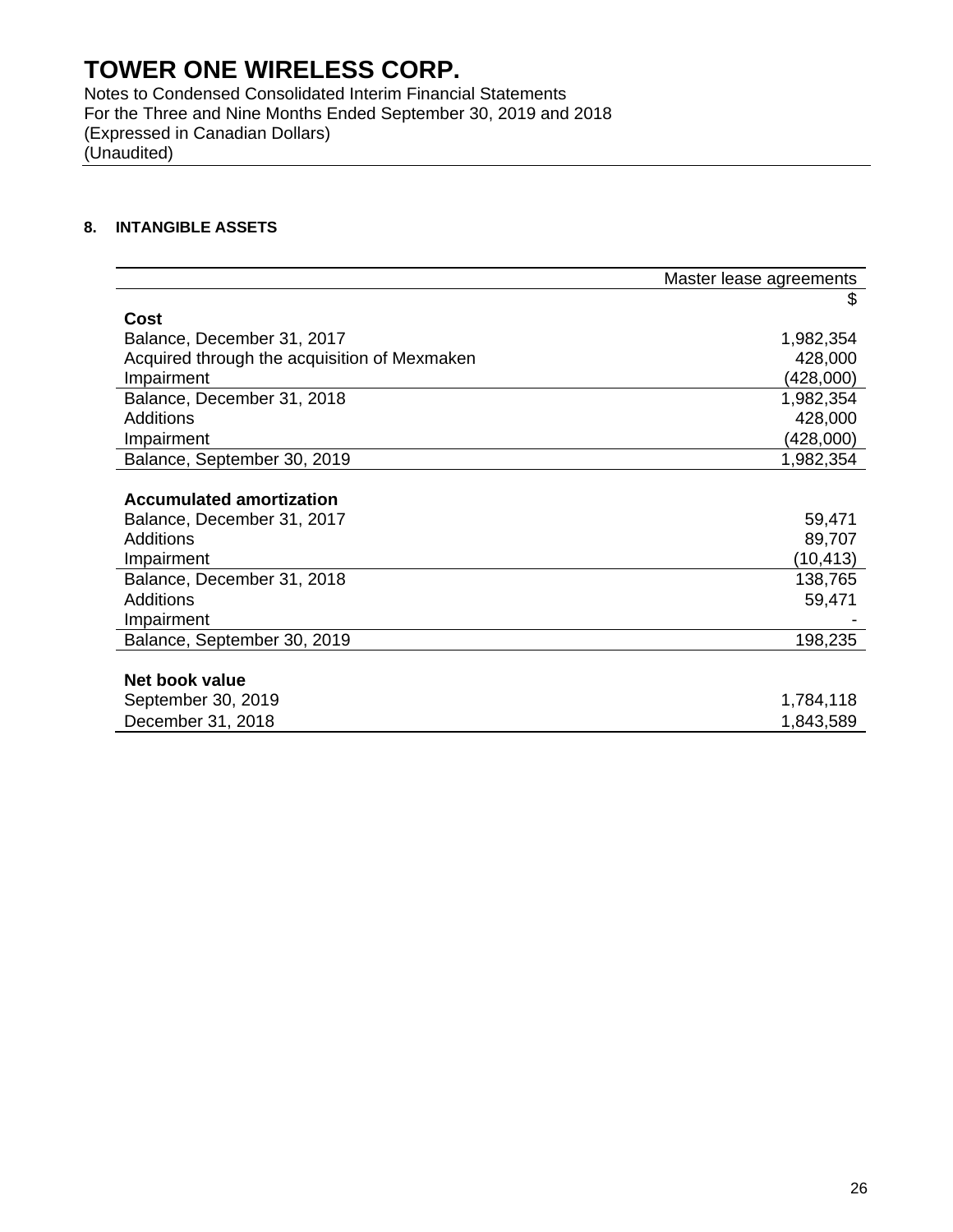# TOWER ONE WIRELESS CORP.

Notes to Condensed Consolidated Interim Financial Statements
For the Three and Nine Months Ended September 30, 2019 and 2018
(Expressed in Canadian Dollars)
(Unaudited)

## 8. INTANGIBLE ASSETS

| | Master lease agreements |
|---|---|
| | $ |
| **Cost** | |
| Balance, December 31, 2017 | 1,982,354 |
| Acquired through the acquisition of Mexmaken | 428,000 |
| Impairment | (428,000) |
| Balance, December 31, 2018 | 1,982,354 |
| Additions | 428,000 |
| Impairment | (428,000) |
| Balance, September 30, 2019 | 1,982,354 |
| | |
| **Accumulated amortization** | |
| Balance, December 31, 2017 | 59,471 |
| Additions | 89,707 |
| Impairment | (10,413) |
| Balance, December 31, 2018 | 138,765 |
| Additions | 59,471 |
| Impairment | - |
| Balance, September 30, 2019 | 198,235 |
| | |
| **Net book value** | |
| September 30, 2019 | 1,784,118 |
| December 31, 2018 | 1,843,589 |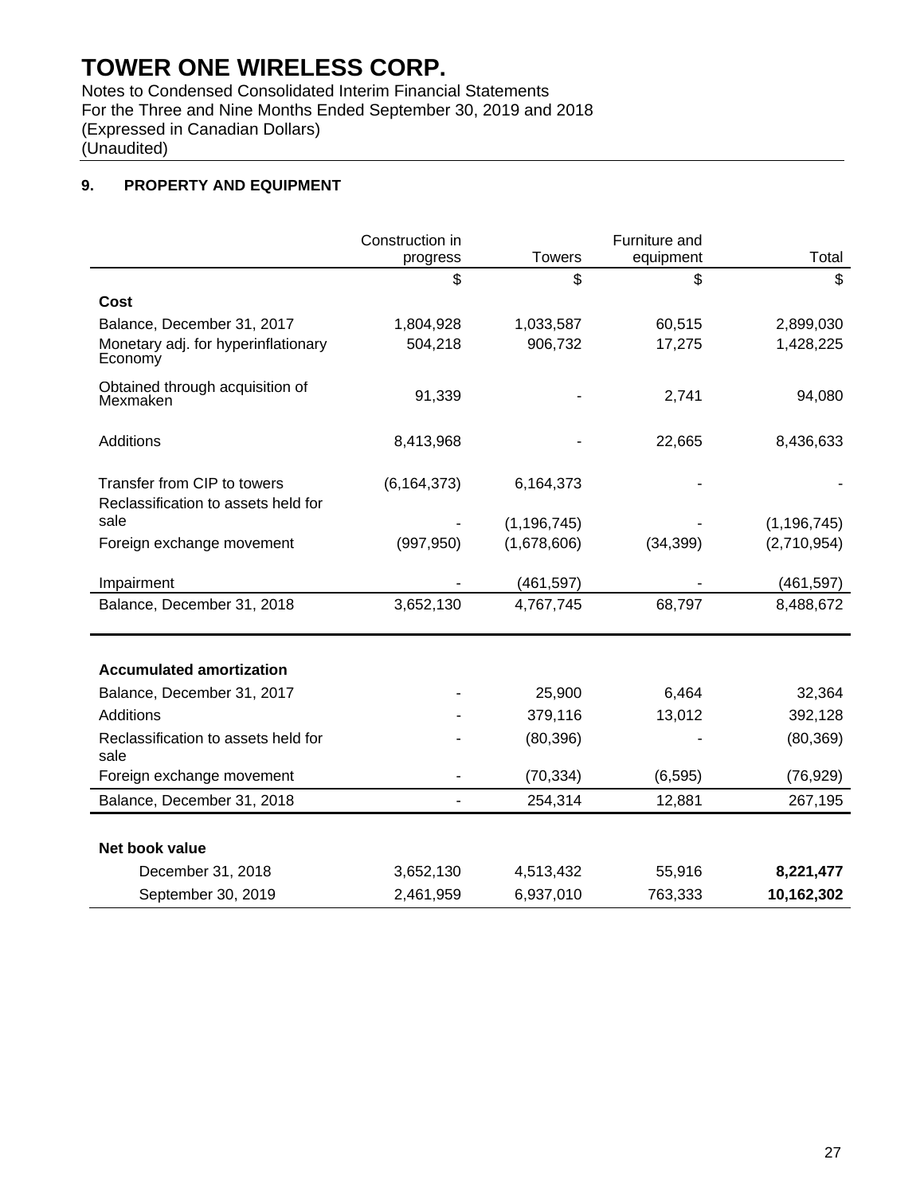# TOWER ONE WIRELESS CORP.

Notes to Condensed Consolidated Interim Financial Statements
For the Three and Nine Months Ended September 30, 2019 and 2018
(Expressed in Canadian Dollars)
(Unaudited)

## 9. PROPERTY AND EQUIPMENT

| | Construction in progress | Towers | Furniture and equipment | Total |
|---|---|---|---|---|
| | $ | $ | $ | $ |
| **Cost** | | | | |
| Balance, December 31, 2017 | 1,804,928 | 1,033,587 | 60,515 | 2,899,030 |
| Monetary adj. for hyperinflationary Economy | 504,218 | 906,732 | 17,275 | 1,428,225 |
| Obtained through acquisition of Mexmaken | 91,339 | - | 2,741 | 94,080 |
| Additions | 8,413,968 | - | 22,665 | 8,436,633 |
| Transfer from CIP to towers | (6,164,373) | 6,164,373 | - | - |
| Reclassification to assets held for sale | - | (1,196,745) | - | (1,196,745) |
| Foreign exchange movement | (997,950) | (1,678,606) | (34,399) | (2,710,954) |
| Impairment | - | (461,597) | - | (461,597) |
| Balance, December 31, 2018 | 3,652,130 | 4,767,745 | 68,797 | 8,488,672 |
| | | | | |
| **Accumulated amortization** | | | | |
| Balance, December 31, 2017 | - | 25,900 | 6,464 | 32,364 |
| Additions | - | 379,116 | 13,012 | 392,128 |
| Reclassification to assets held for sale | - | (80,396) | - | (80,369) |
| Foreign exchange movement | - | (70,334) | (6,595) | (76,929) |
| Balance, December 31, 2018 | - | 254,314 | 12,881 | 267,195 |
| | | | | |
| **Net book value** | | | | |
| December 31, 2018 | 3,652,130 | 4,513,432 | 55,916 | **8,221,477** |
| September 30, 2019 | 2,461,959 | 6,937,010 | 763,333 | **10,162,302** |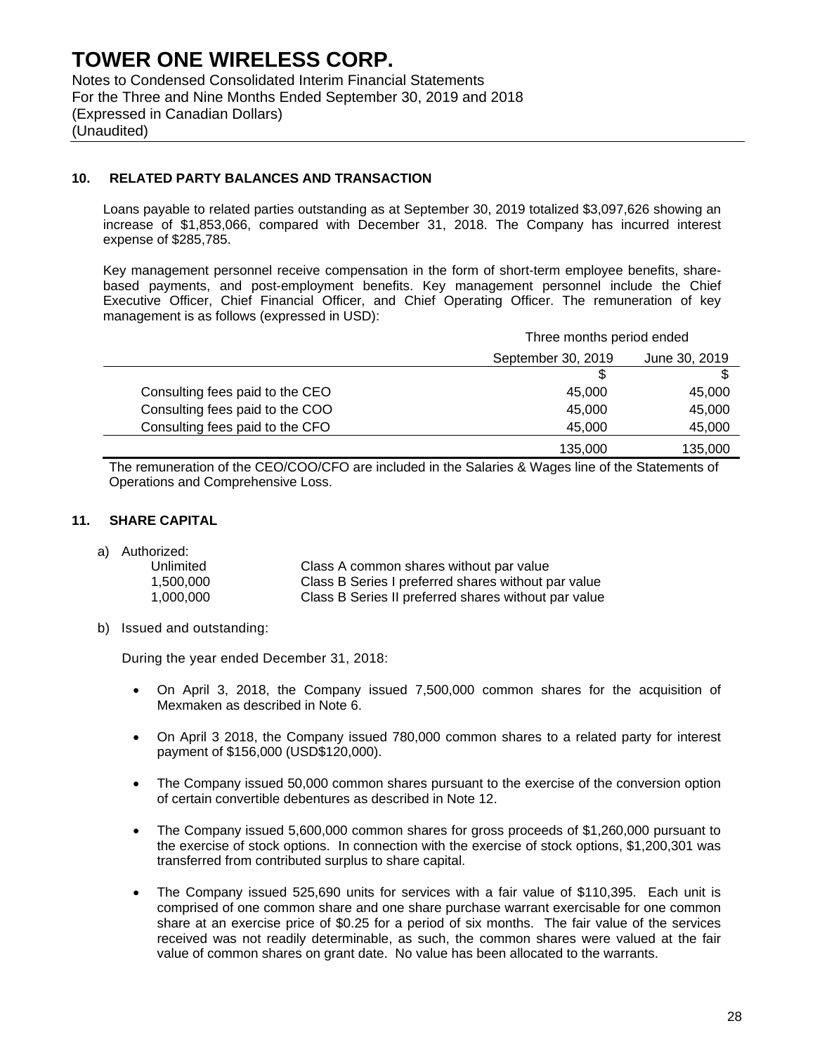## 10. RELATED PARTY BALANCES AND TRANSACTION

Loans payable to related parties outstanding as at September 30, 2019 totalized $3,097,626 showing an increase of $1,853,066, compared with December 31, 2018. The Company has incurred interest expense of $285,785.

Key management personnel receive compensation in the form of short-term employee benefits, share-based payments, and post-employment benefits. Key management personnel include the Chief Executive Officer, Chief Financial Officer, and Chief Operating Officer. The remuneration of key management is as follows (expressed in USD):

| | Three months period ended | |
|---|---|---|
| | September 30, 2019 | June 30, 2019 |
| | $ | $ |
| Consulting fees paid to the CEO | 45,000 | 45,000 |
| Consulting fees paid to the COO | 45,000 | 45,000 |
| Consulting fees paid to the CFO | 45,000 | 45,000 |
| | 135,000 | 135,000 |

The remuneration of the CEO/COO/CFO are included in the Salaries & Wages line of the Statements of Operations and Comprehensive Loss.

## 11. SHARE CAPITAL

a) Authorized:

| | |
|---|---|
| Unlimited | Class A common shares without par value |
| 1,500,000 | Class B Series I preferred shares without par value |
| 1,000,000 | Class B Series II preferred shares without par value |

b) Issued and outstanding:

During the year ended December 31, 2018:

- On April 3, 2018, the Company issued 7,500,000 common shares for the acquisition of Mexmaken as described in Note 6.
- On April 3 2018, the Company issued 780,000 common shares to a related party for interest payment of $156,000 (USD$120,000).
- The Company issued 50,000 common shares pursuant to the exercise of the conversion option of certain convertible debentures as described in Note 12.
- The Company issued 5,600,000 common shares for gross proceeds of $1,260,000 pursuant to the exercise of stock options. In connection with the exercise of stock options, $1,200,301 was transferred from contributed surplus to share capital.
- The Company issued 525,690 units for services with a fair value of $110,395. Each unit is comprised of one common share and one share purchase warrant exercisable for one common share at an exercise price of $0.25 for a period of six months. The fair value of the services received was not readily determinable, as such, the common shares were valued at the fair value of common shares on grant date. No value has been allocated to the warrants.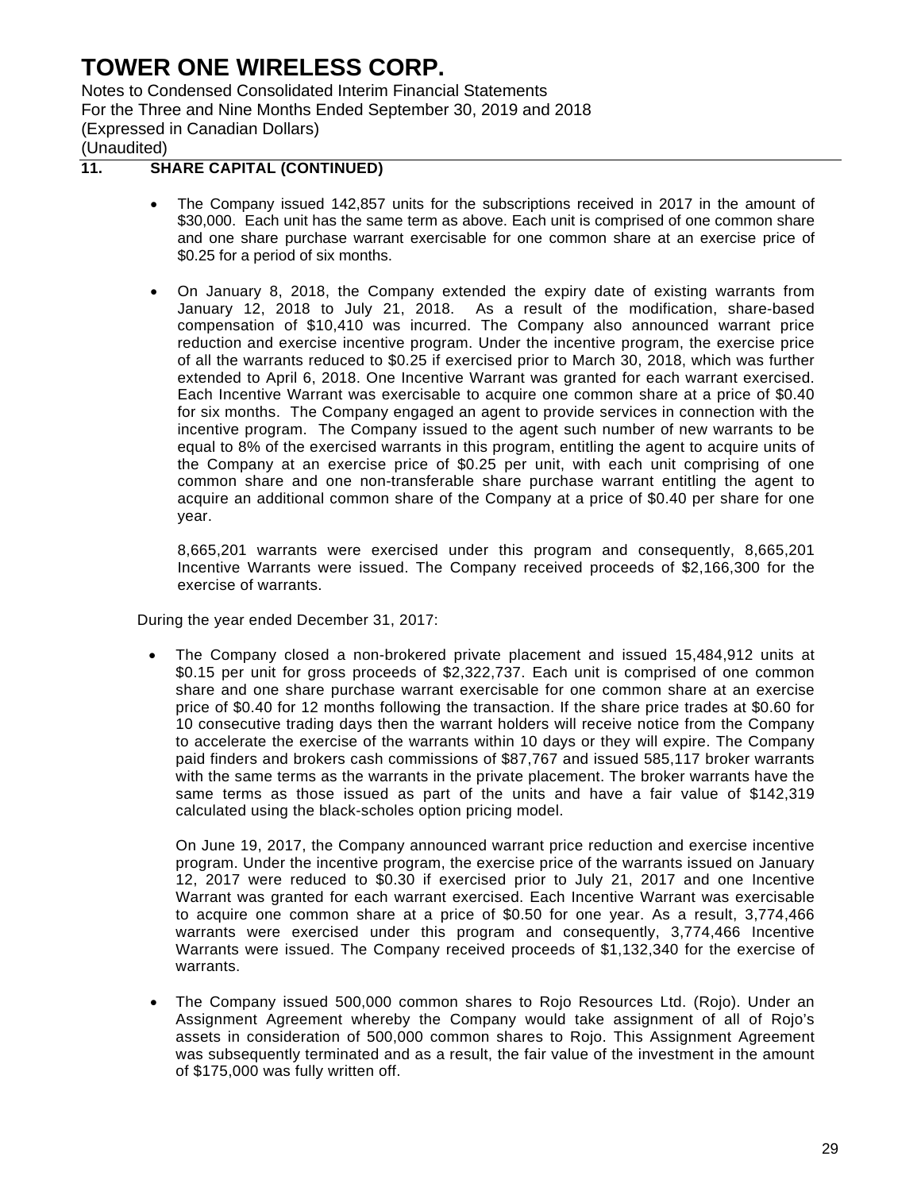## 11. SHARE CAPITAL (CONTINUED)

- The Company issued 142,857 units for the subscriptions received in 2017 in the amount of $30,000. Each unit has the same term as above. Each unit is comprised of one common share and one share purchase warrant exercisable for one common share at an exercise price of $0.25 for a period of six months.

- On January 8, 2018, the Company extended the expiry date of existing warrants from January 12, 2018 to July 21, 2018. As a result of the modification, share-based compensation of $10,410 was incurred. The Company also announced warrant price reduction and exercise incentive program. Under the incentive program, the exercise price of all the warrants reduced to $0.25 if exercised prior to March 30, 2018, which was further extended to April 6, 2018. One Incentive Warrant was granted for each warrant exercised. Each Incentive Warrant was exercisable to acquire one common share at a price of $0.40 for six months. The Company engaged an agent to provide services in connection with the incentive program. The Company issued to the agent such number of new warrants to be equal to 8% of the exercised warrants in this program, entitling the agent to acquire units of the Company at an exercise price of $0.25 per unit, with each unit comprising of one common share and one non-transferable share purchase warrant entitling the agent to acquire an additional common share of the Company at a price of $0.40 per share for one year.

  8,665,201 warrants were exercised under this program and consequently, 8,665,201 Incentive Warrants were issued. The Company received proceeds of $2,166,300 for the exercise of warrants.

During the year ended December 31, 2017:

- The Company closed a non-brokered private placement and issued 15,484,912 units at $0.15 per unit for gross proceeds of $2,322,737. Each unit is comprised of one common share and one share purchase warrant exercisable for one common share at an exercise price of $0.40 for 12 months following the transaction. If the share price trades at $0.60 for 10 consecutive trading days then the warrant holders will receive notice from the Company to accelerate the exercise of the warrants within 10 days or they will expire. The Company paid finders and brokers cash commissions of $87,767 and issued 585,117 broker warrants with the same terms as the warrants in the private placement. The broker warrants have the same terms as those issued as part of the units and have a fair value of $142,319 calculated using the black-scholes option pricing model.

  On June 19, 2017, the Company announced warrant price reduction and exercise incentive program. Under the incentive program, the exercise price of the warrants issued on January 12, 2017 were reduced to $0.30 if exercised prior to July 21, 2017 and one Incentive Warrant was granted for each warrant exercised. Each Incentive Warrant was exercisable to acquire one common share at a price of $0.50 for one year. As a result, 3,774,466 warrants were exercised under this program and consequently, 3,774,466 Incentive Warrants were issued. The Company received proceeds of $1,132,340 for the exercise of warrants.

- The Company issued 500,000 common shares to Rojo Resources Ltd. (Rojo). Under an Assignment Agreement whereby the Company would take assignment of all of Rojo's assets in consideration of 500,000 common shares to Rojo. This Assignment Agreement was subsequently terminated and as a result, the fair value of the investment in the amount of $175,000 was fully written off.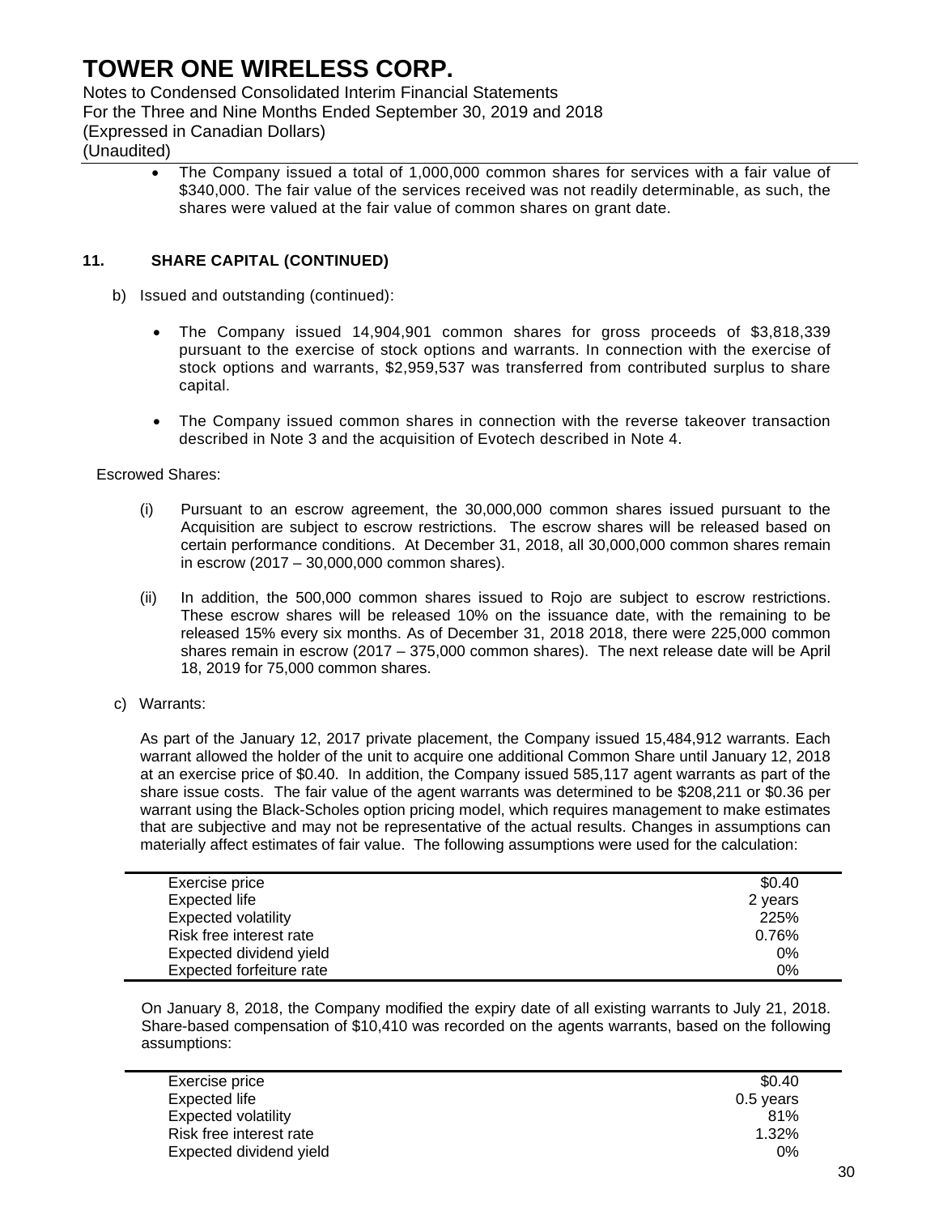- The Company issued a total of 1,000,000 common shares for services with a fair value of $340,000. The fair value of the services received was not readily determinable, as such, the shares were valued at the fair value of common shares on grant date.

## 11. SHARE CAPITAL (CONTINUED)

b) Issued and outstanding (continued):

- The Company issued 14,904,901 common shares for gross proceeds of $3,818,339 pursuant to the exercise of stock options and warrants. In connection with the exercise of stock options and warrants, $2,959,537 was transferred from contributed surplus to share capital.

- The Company issued common shares in connection with the reverse takeover transaction described in Note 3 and the acquisition of Evotech described in Note 4.

Escrowed Shares:

(i) Pursuant to an escrow agreement, the 30,000,000 common shares issued pursuant to the Acquisition are subject to escrow restrictions. The escrow shares will be released based on certain performance conditions. At December 31, 2018, all 30,000,000 common shares remain in escrow (2017 – 30,000,000 common shares).

(ii) In addition, the 500,000 common shares issued to Rojo are subject to escrow restrictions. These escrow shares will be released 10% on the issuance date, with the remaining to be released 15% every six months. As of December 31, 2018 2018, there were 225,000 common shares remain in escrow (2017 – 375,000 common shares). The next release date will be April 18, 2019 for 75,000 common shares.

c) Warrants:

As part of the January 12, 2017 private placement, the Company issued 15,484,912 warrants. Each warrant allowed the holder of the unit to acquire one additional Common Share until January 12, 2018 at an exercise price of $0.40. In addition, the Company issued 585,117 agent warrants as part of the share issue costs. The fair value of the agent warrants was determined to be $208,211 or $0.36 per warrant using the Black-Scholes option pricing model, which requires management to make estimates that are subjective and may not be representative of the actual results. Changes in assumptions can materially affect estimates of fair value. The following assumptions were used for the calculation:

| | |
|---|---|
| Exercise price | $0.40 |
| Expected life | 2 years |
| Expected volatility | 225% |
| Risk free interest rate | 0.76% |
| Expected dividend yield | 0% |
| Expected forfeiture rate | 0% |

On January 8, 2018, the Company modified the expiry date of all existing warrants to July 21, 2018. Share-based compensation of $10,410 was recorded on the agents warrants, based on the following assumptions:

| | |
|---|---|
| Exercise price | $0.40 |
| Expected life | 0.5 years |
| Expected volatility | 81% |
| Risk free interest rate | 1.32% |
| Expected dividend yield | 0% |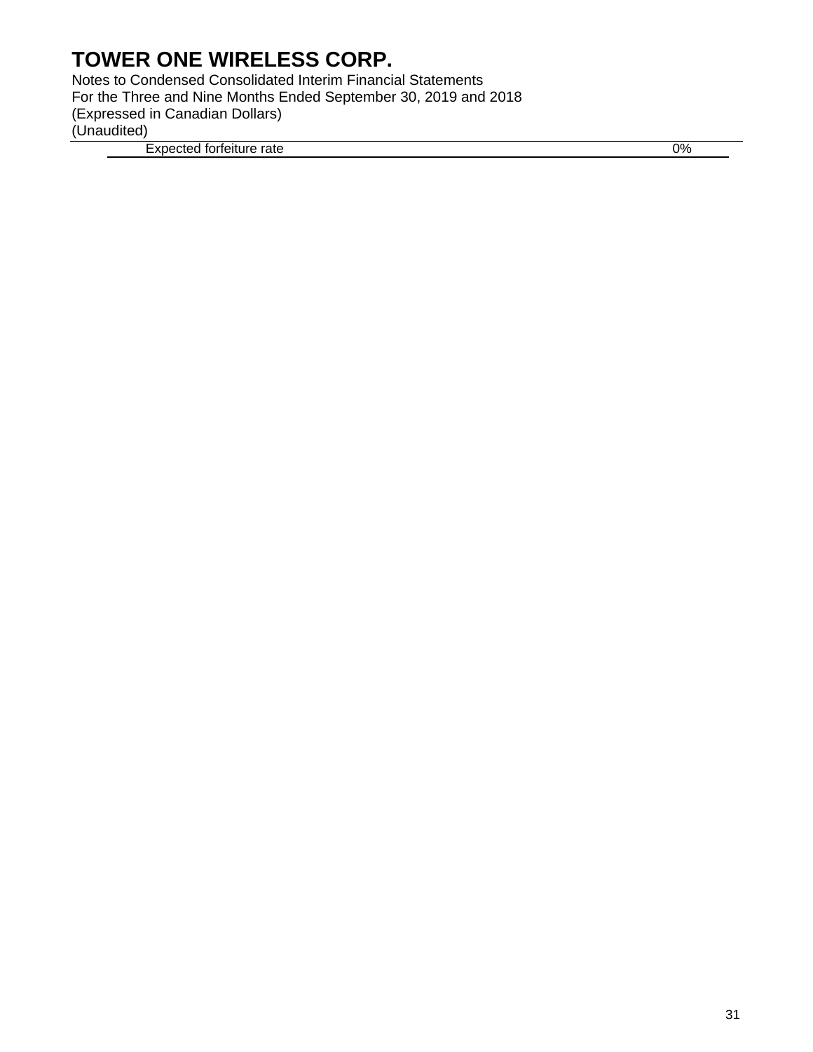| | |
|---|---|
| Expected forfeiture rate | 0% |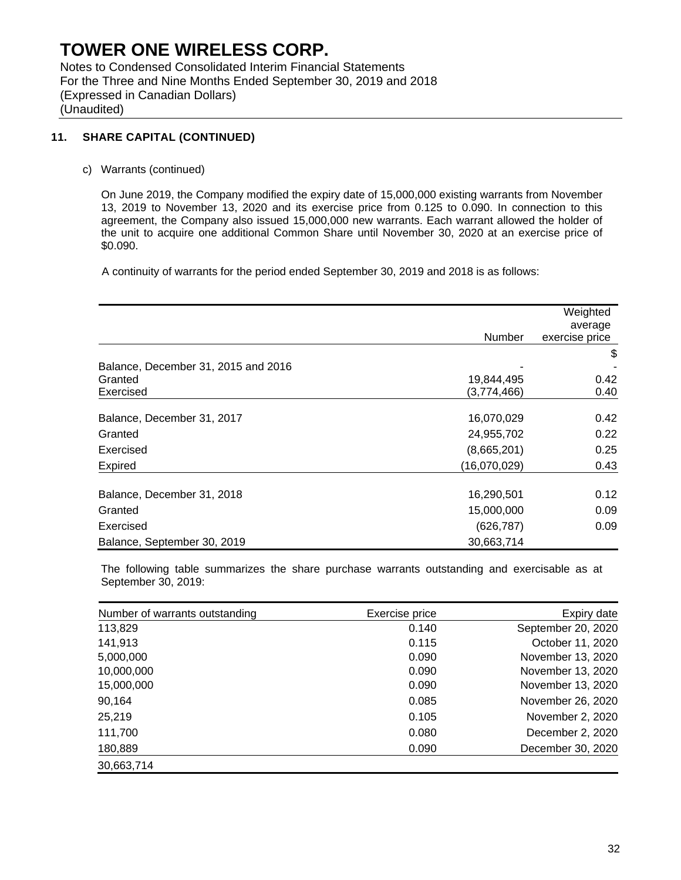## 11. SHARE CAPITAL (CONTINUED)

c) Warrants (continued)

On June 2019, the Company modified the expiry date of 15,000,000 existing warrants from November 13, 2019 to November 13, 2020 and its exercise price from 0.125 to 0.090. In connection to this agreement, the Company also issued 15,000,000 new warrants. Each warrant allowed the holder of the unit to acquire one additional Common Share until November 30, 2020 at an exercise price of $0.090.

A continuity of warrants for the period ended September 30, 2019 and 2018 is as follows:

| | Number | Weighted average exercise price |
|---|---|---|
| | | $ |
| Balance, December 31, 2015 and 2016 | - | - |
| Granted | 19,844,495 | 0.42 |
| Exercised | (3,774,466) | 0.40 |
| Balance, December 31, 2017 | 16,070,029 | 0.42 |
| Granted | 24,955,702 | 0.22 |
| Exercised | (8,665,201) | 0.25 |
| Expired | (16,070,029) | 0.43 |
| Balance, December 31, 2018 | 16,290,501 | 0.12 |
| Granted | 15,000,000 | 0.09 |
| Exercised | (626,787) | 0.09 |
| Balance, September 30, 2019 | 30,663,714 | |

The following table summarizes the share purchase warrants outstanding and exercisable as at September 30, 2019:

| Number of warrants outstanding | Exercise price | Expiry date |
|---|---|---|
| 113,829 | 0.140 | September 20, 2020 |
| 141,913 | 0.115 | October 11, 2020 |
| 5,000,000 | 0.090 | November 13, 2020 |
| 10,000,000 | 0.090 | November 13, 2020 |
| 15,000,000 | 0.090 | November 13, 2020 |
| 90,164 | 0.085 | November 26, 2020 |
| 25,219 | 0.105 | November 2, 2020 |
| 111,700 | 0.080 | December 2, 2020 |
| 180,889 | 0.090 | December 30, 2020 |
| 30,663,714 | | |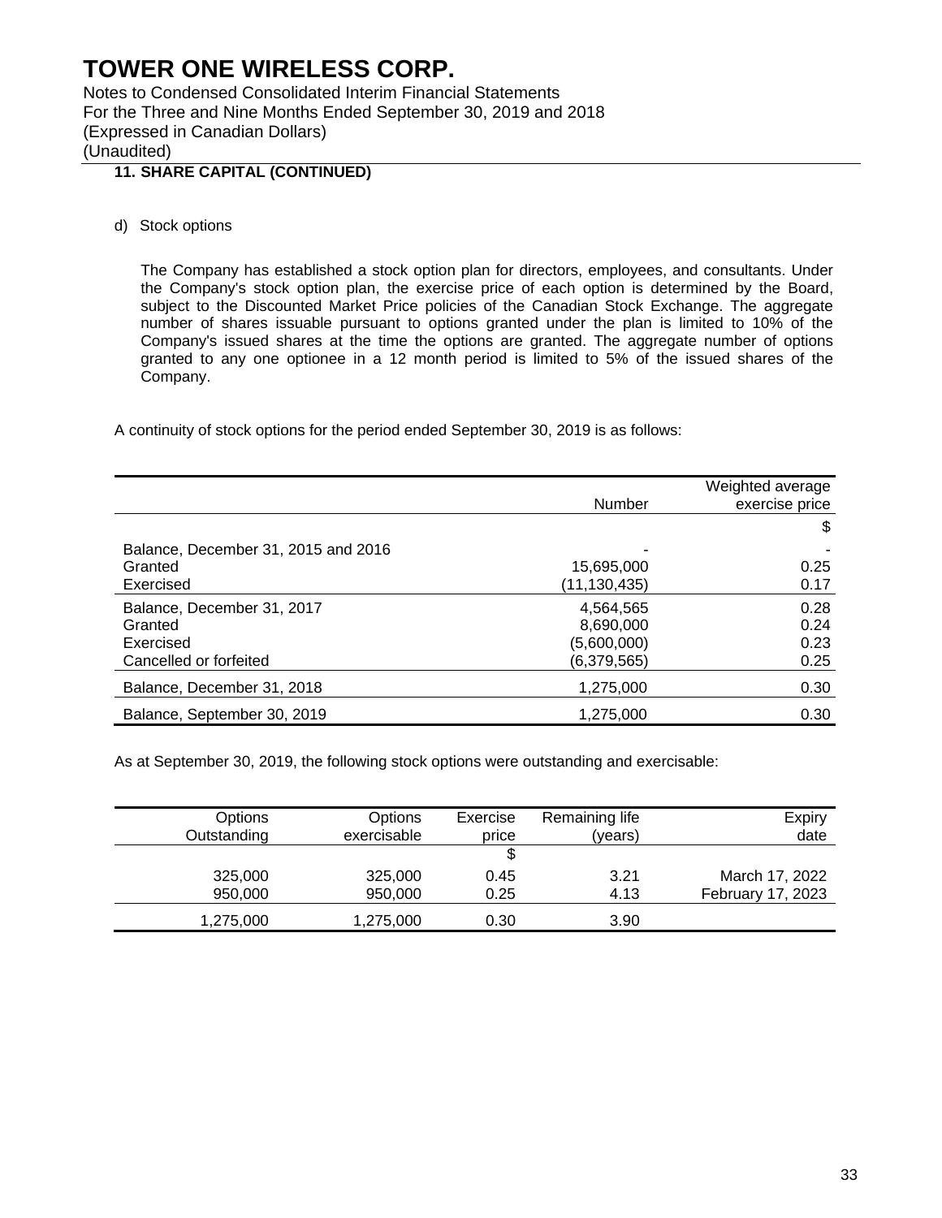# TOWER ONE WIRELESS CORP.

Notes to Condensed Consolidated Interim Financial Statements
For the Three and Nine Months Ended September 30, 2019 and 2018
(Expressed in Canadian Dollars)
(Unaudited)

## 11. SHARE CAPITAL (CONTINUED)

d) Stock options

The Company has established a stock option plan for directors, employees, and consultants. Under the Company's stock option plan, the exercise price of each option is determined by the Board, subject to the Discounted Market Price policies of the Canadian Stock Exchange. The aggregate number of shares issuable pursuant to options granted under the plan is limited to 10% of the Company's issued shares at the time the options are granted. The aggregate number of options granted to any one optionee in a 12 month period is limited to 5% of the issued shares of the Company.

A continuity of stock options for the period ended September 30, 2019 is as follows:

| | Number | Weighted average exercise price |
|---|---|---|
| | | $ |
| Balance, December 31, 2015 and 2016 | - | - |
| Granted | 15,695,000 | 0.25 |
| Exercised | (11,130,435) | 0.17 |
| Balance, December 31, 2017 | 4,564,565 | 0.28 |
| Granted | 8,690,000 | 0.24 |
| Exercised | (5,600,000) | 0.23 |
| Cancelled or forfeited | (6,379,565) | 0.25 |
| Balance, December 31, 2018 | 1,275,000 | 0.30 |
| Balance, September 30, 2019 | 1,275,000 | 0.30 |

As at September 30, 2019, the following stock options were outstanding and exercisable:

| Options Outstanding | Options exercisable | Exercise price | Remaining life (years) | Expiry date |
|---|---|---|---|---|
| | | $ | | |
| 325,000 | 325,000 | 0.45 | 3.21 | March 17, 2022 |
| 950,000 | 950,000 | 0.25 | 4.13 | February 17, 2023 |
| 1,275,000 | 1,275,000 | 0.30 | 3.90 | |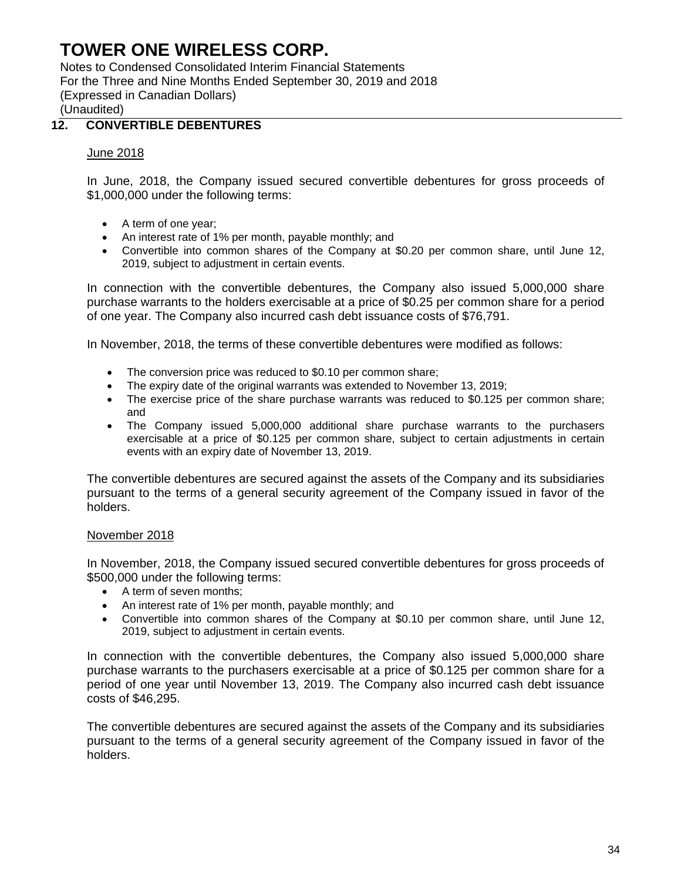## 12. CONVERTIBLE DEBENTURES

June 2018

In June, 2018, the Company issued secured convertible debentures for gross proceeds of $1,000,000 under the following terms:

- A term of one year;
- An interest rate of 1% per month, payable monthly; and
- Convertible into common shares of the Company at $0.20 per common share, until June 12, 2019, subject to adjustment in certain events.

In connection with the convertible debentures, the Company also issued 5,000,000 share purchase warrants to the holders exercisable at a price of $0.25 per common share for a period of one year. The Company also incurred cash debt issuance costs of $76,791.

In November, 2018, the terms of these convertible debentures were modified as follows:

- The conversion price was reduced to $0.10 per common share;
- The expiry date of the original warrants was extended to November 13, 2019;
- The exercise price of the share purchase warrants was reduced to $0.125 per common share; and
- The Company issued 5,000,000 additional share purchase warrants to the purchasers exercisable at a price of $0.125 per common share, subject to certain adjustments in certain events with an expiry date of November 13, 2019.

The convertible debentures are secured against the assets of the Company and its subsidiaries pursuant to the terms of a general security agreement of the Company issued in favor of the holders.

November 2018

In November, 2018, the Company issued secured convertible debentures for gross proceeds of $500,000 under the following terms:

- A term of seven months;
- An interest rate of 1% per month, payable monthly; and
- Convertible into common shares of the Company at $0.10 per common share, until June 12, 2019, subject to adjustment in certain events.

In connection with the convertible debentures, the Company also issued 5,000,000 share purchase warrants to the purchasers exercisable at a price of $0.125 per common share for a period of one year until November 13, 2019. The Company also incurred cash debt issuance costs of $46,295.

The convertible debentures are secured against the assets of the Company and its subsidiaries pursuant to the terms of a general security agreement of the Company issued in favor of the holders.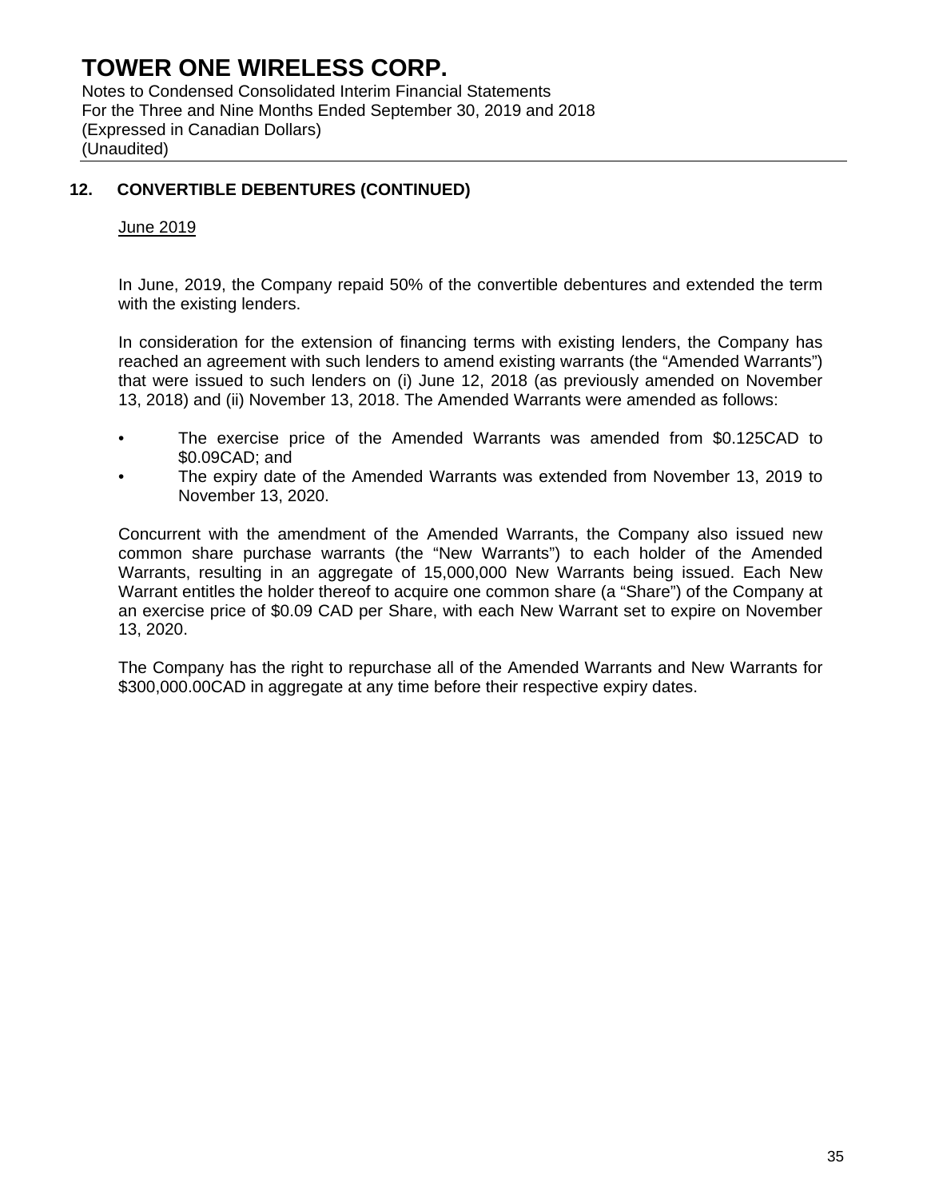## 12. CONVERTIBLE DEBENTURES (CONTINUED)

June 2019

In June, 2019, the Company repaid 50% of the convertible debentures and extended the term with the existing lenders.

In consideration for the extension of financing terms with existing lenders, the Company has reached an agreement with such lenders to amend existing warrants (the "Amended Warrants") that were issued to such lenders on (i) June 12, 2018 (as previously amended on November 13, 2018) and (ii) November 13, 2018. The Amended Warrants were amended as follows:

- The exercise price of the Amended Warrants was amended from $0.125CAD to $0.09CAD; and
- The expiry date of the Amended Warrants was extended from November 13, 2019 to November 13, 2020.

Concurrent with the amendment of the Amended Warrants, the Company also issued new common share purchase warrants (the "New Warrants") to each holder of the Amended Warrants, resulting in an aggregate of 15,000,000 New Warrants being issued. Each New Warrant entitles the holder thereof to acquire one common share (a "Share") of the Company at an exercise price of $0.09 CAD per Share, with each New Warrant set to expire on November 13, 2020.

The Company has the right to repurchase all of the Amended Warrants and New Warrants for $300,000.00CAD in aggregate at any time before their respective expiry dates.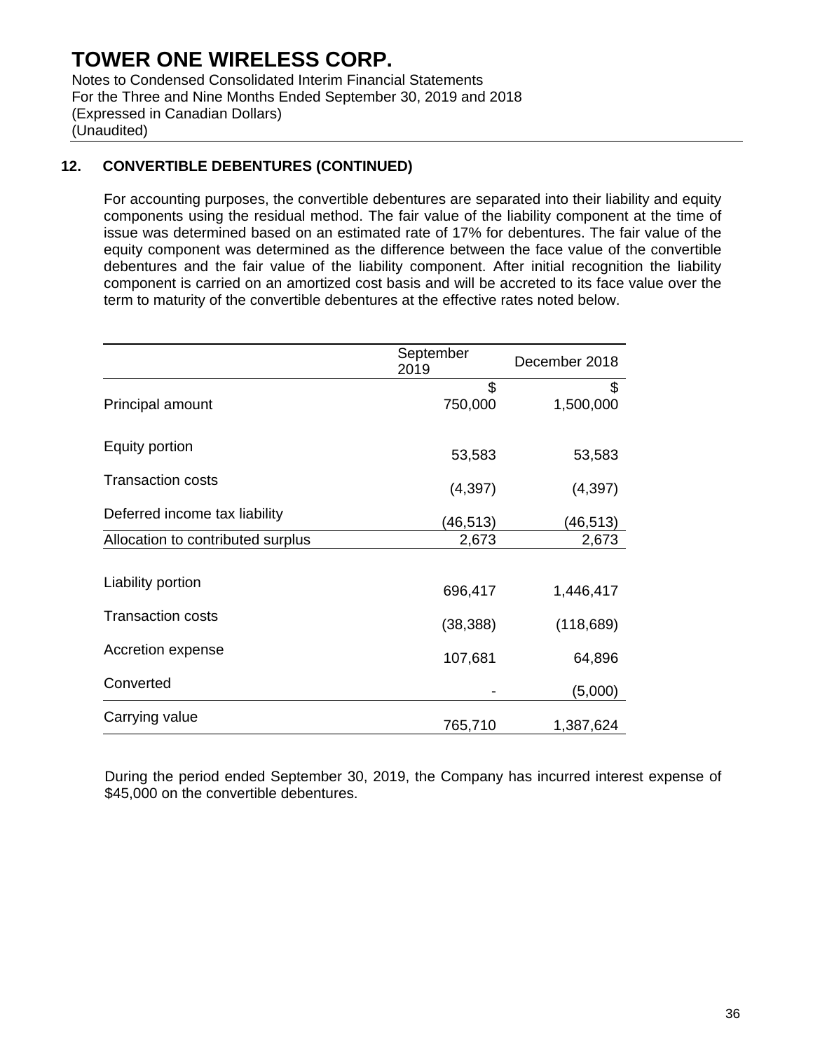## 12. CONVERTIBLE DEBENTURES (CONTINUED)

For accounting purposes, the convertible debentures are separated into their liability and equity components using the residual method. The fair value of the liability component at the time of issue was determined based on an estimated rate of 17% for debentures. The fair value of the equity component was determined as the difference between the face value of the convertible debentures and the fair value of the liability component. After initial recognition the liability component is carried on an amortized cost basis and will be accreted to its face value over the term to maturity of the convertible debentures at the effective rates noted below.

| | September 2019 | December 2018 |
|---|---|---|
| | $ | $ |
| Principal amount | 750,000 | 1,500,000 |
| Equity portion | 53,583 | 53,583 |
| Transaction costs | (4,397) | (4,397) |
| Deferred income tax liability | (46,513) | (46,513) |
| Allocation to contributed surplus | 2,673 | 2,673 |
| Liability portion | 696,417 | 1,446,417 |
| Transaction costs | (38,388) | (118,689) |
| Accretion expense | 107,681 | 64,896 |
| Converted | - | (5,000) |
| Carrying value | 765,710 | 1,387,624 |

During the period ended September 30, 2019, the Company has incurred interest expense of $45,000 on the convertible debentures.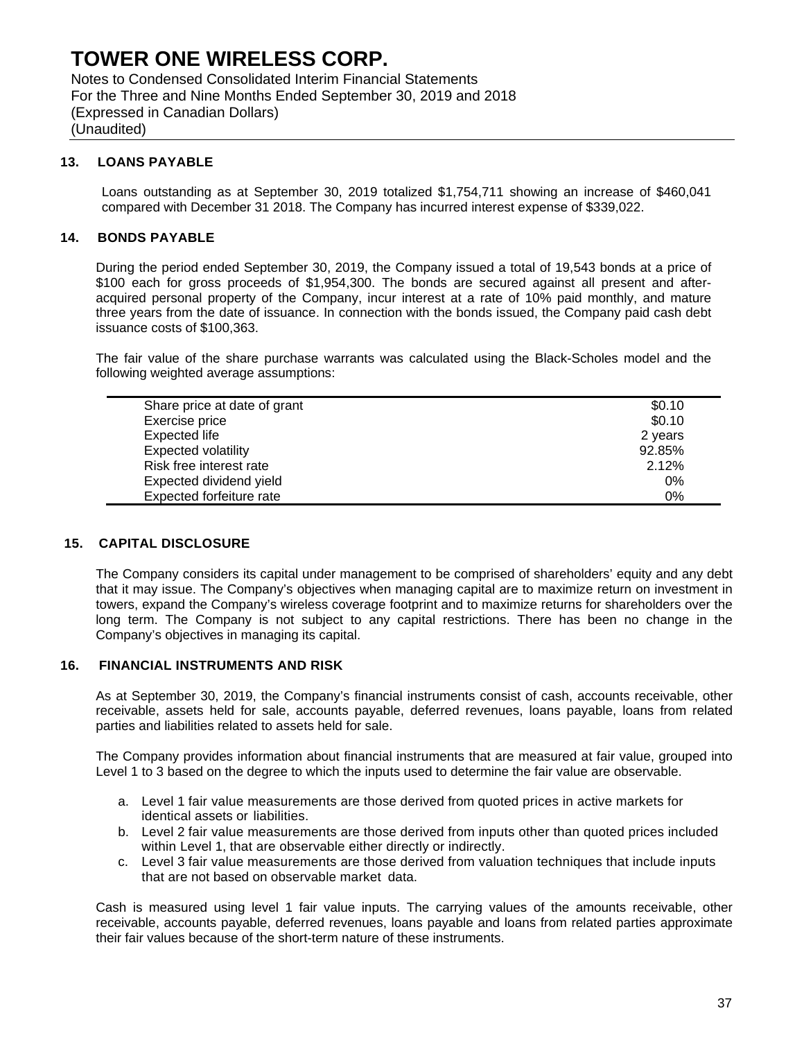# TOWER ONE WIRELESS CORP.

Notes to Condensed Consolidated Interim Financial Statements
For the Three and Nine Months Ended September 30, 2019 and 2018
(Expressed in Canadian Dollars)
(Unaudited)

## 13. LOANS PAYABLE

Loans outstanding as at September 30, 2019 totalized $1,754,711 showing an increase of $460,041 compared with December 31 2018. The Company has incurred interest expense of $339,022.

## 14. BONDS PAYABLE

During the period ended September 30, 2019, the Company issued a total of 19,543 bonds at a price of $100 each for gross proceeds of $1,954,300. The bonds are secured against all present and after-acquired personal property of the Company, incur interest at a rate of 10% paid monthly, and mature three years from the date of issuance. In connection with the bonds issued, the Company paid cash debt issuance costs of $100,363.

The fair value of the share purchase warrants was calculated using the Black-Scholes model and the following weighted average assumptions:

| | |
|---|---|
| Share price at date of grant | $0.10 |
| Exercise price | $0.10 |
| Expected life | 2 years |
| Expected volatility | 92.85% |
| Risk free interest rate | 2.12% |
| Expected dividend yield | 0% |
| Expected forfeiture rate | 0% |

## 15. CAPITAL DISCLOSURE

The Company considers its capital under management to be comprised of shareholders' equity and any debt that it may issue. The Company's objectives when managing capital are to maximize return on investment in towers, expand the Company's wireless coverage footprint and to maximize returns for shareholders over the long term. The Company is not subject to any capital restrictions. There has been no change in the Company's objectives in managing its capital.

## 16. FINANCIAL INSTRUMENTS AND RISK

As at September 30, 2019, the Company's financial instruments consist of cash, accounts receivable, other receivable, assets held for sale, accounts payable, deferred revenues, loans payable, loans from related parties and liabilities related to assets held for sale.

The Company provides information about financial instruments that are measured at fair value, grouped into Level 1 to 3 based on the degree to which the inputs used to determine the fair value are observable.

a. Level 1 fair value measurements are those derived from quoted prices in active markets for identical assets or liabilities.
b. Level 2 fair value measurements are those derived from inputs other than quoted prices included within Level 1, that are observable either directly or indirectly.
c. Level 3 fair value measurements are those derived from valuation techniques that include inputs that are not based on observable market data.

Cash is measured using level 1 fair value inputs. The carrying values of the amounts receivable, other receivable, accounts payable, deferred revenues, loans payable and loans from related parties approximate their fair values because of the short-term nature of these instruments.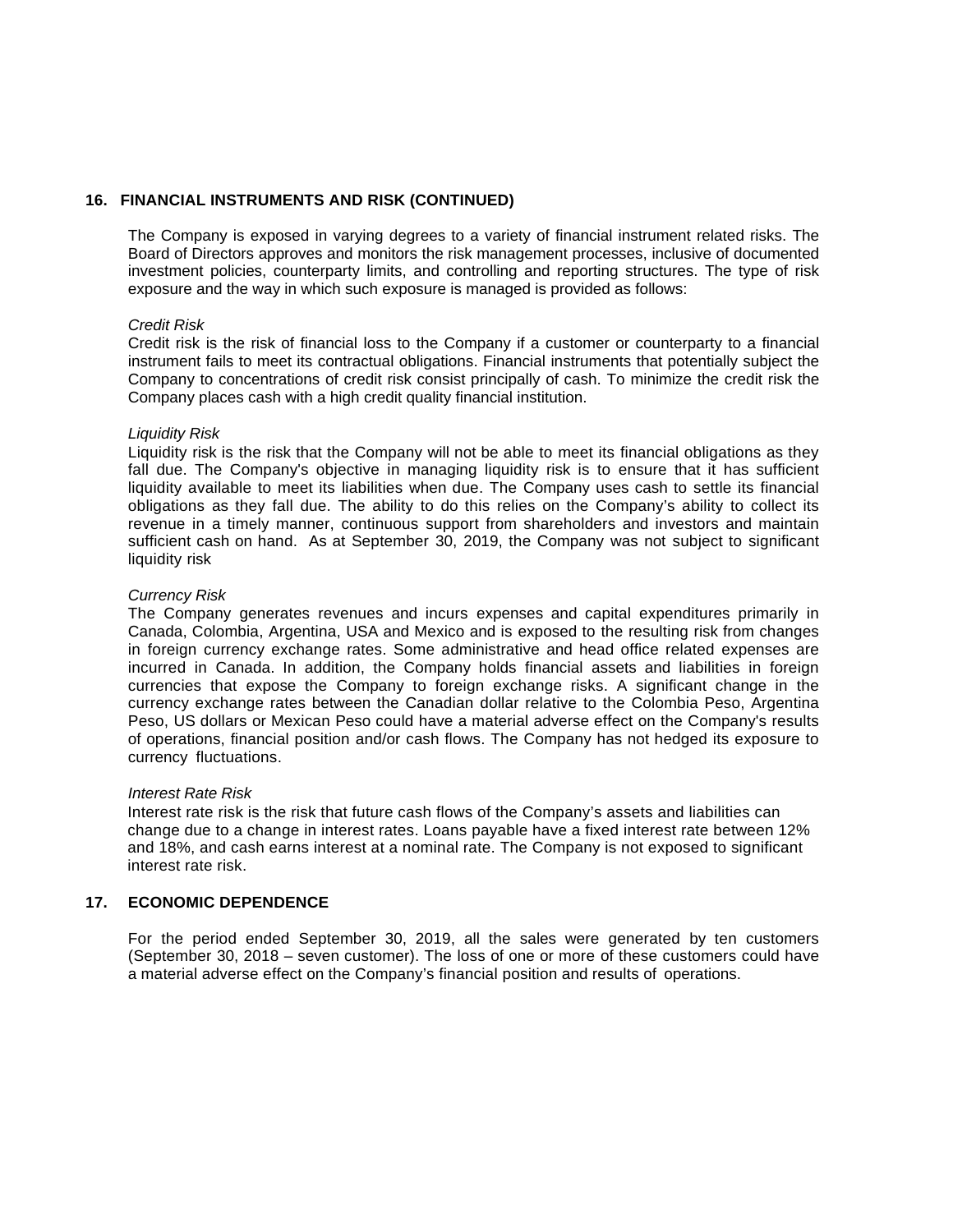## 16. FINANCIAL INSTRUMENTS AND RISK (CONTINUED)

The Company is exposed in varying degrees to a variety of financial instrument related risks. The Board of Directors approves and monitors the risk management processes, inclusive of documented investment policies, counterparty limits, and controlling and reporting structures. The type of risk exposure and the way in which such exposure is managed is provided as follows:

*Credit Risk*

Credit risk is the risk of financial loss to the Company if a customer or counterparty to a financial instrument fails to meet its contractual obligations. Financial instruments that potentially subject the Company to concentrations of credit risk consist principally of cash. To minimize the credit risk the Company places cash with a high credit quality financial institution.

*Liquidity Risk*

Liquidity risk is the risk that the Company will not be able to meet its financial obligations as they fall due. The Company's objective in managing liquidity risk is to ensure that it has sufficient liquidity available to meet its liabilities when due. The Company uses cash to settle its financial obligations as they fall due. The ability to do this relies on the Company's ability to collect its revenue in a timely manner, continuous support from shareholders and investors and maintain sufficient cash on hand. As at September 30, 2019, the Company was not subject to significant liquidity risk

*Currency Risk*

The Company generates revenues and incurs expenses and capital expenditures primarily in Canada, Colombia, Argentina, USA and Mexico and is exposed to the resulting risk from changes in foreign currency exchange rates. Some administrative and head office related expenses are incurred in Canada. In addition, the Company holds financial assets and liabilities in foreign currencies that expose the Company to foreign exchange risks. A significant change in the currency exchange rates between the Canadian dollar relative to the Colombia Peso, Argentina Peso, US dollars or Mexican Peso could have a material adverse effect on the Company's results of operations, financial position and/or cash flows. The Company has not hedged its exposure to currency fluctuations.

*Interest Rate Risk*

Interest rate risk is the risk that future cash flows of the Company's assets and liabilities can change due to a change in interest rates. Loans payable have a fixed interest rate between 12% and 18%, and cash earns interest at a nominal rate. The Company is not exposed to significant interest rate risk.

## 17. ECONOMIC DEPENDENCE

For the period ended September 30, 2019, all the sales were generated by ten customers (September 30, 2018 – seven customer). The loss of one or more of these customers could have a material adverse effect on the Company's financial position and results of operations.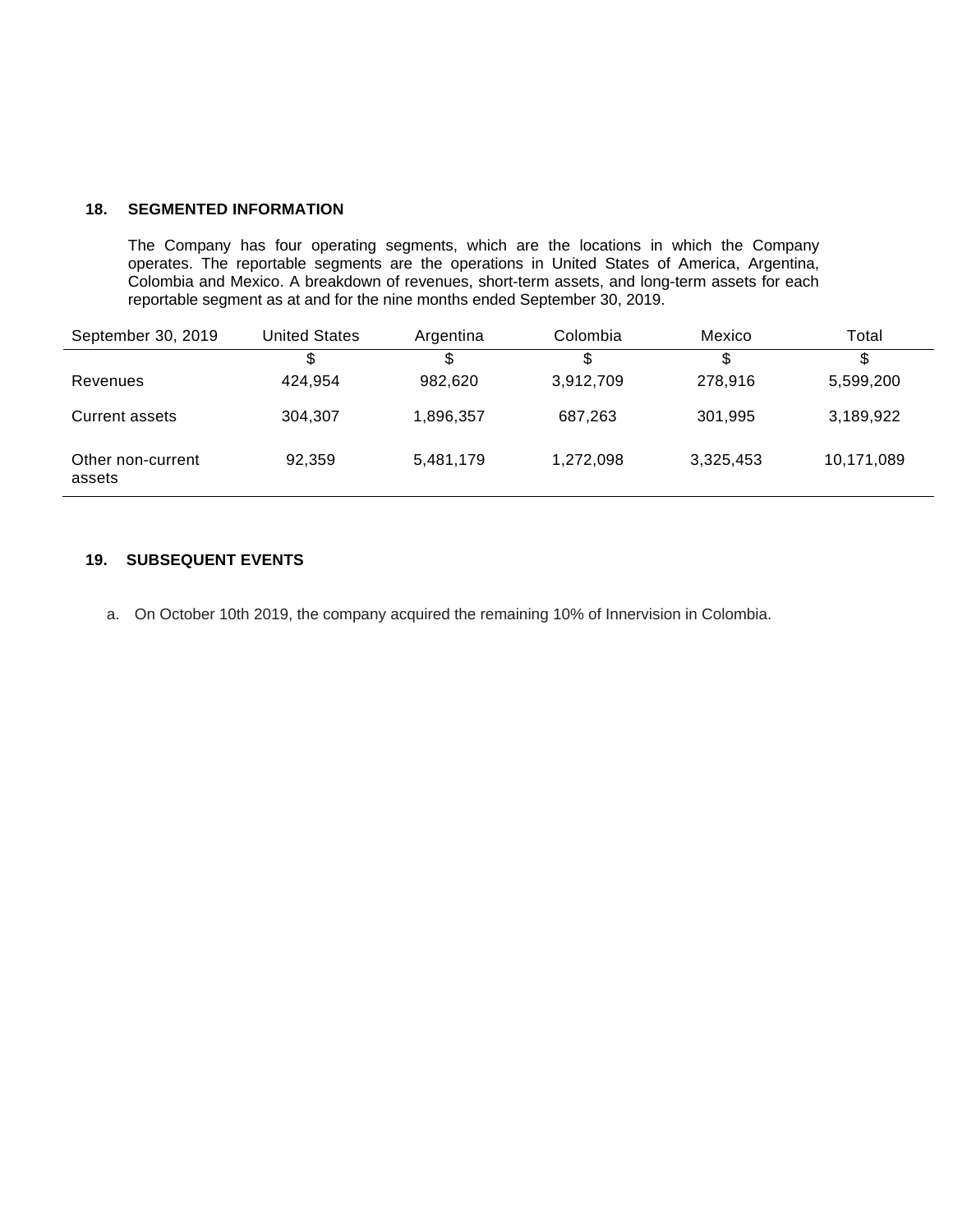## 18. SEGMENTED INFORMATION

The Company has four operating segments, which are the locations in which the Company operates. The reportable segments are the operations in United States of America, Argentina, Colombia and Mexico. A breakdown of revenues, short-term assets, and long-term assets for each reportable segment as at and for the nine months ended September 30, 2019.

| September 30, 2019 | United States | Argentina | Colombia | Mexico | Total |
|---|---|---|---|---|---|
| | $ | $ | $ | $ | $ |
| Revenues | 424,954 | 982,620 | 3,912,709 | 278,916 | 5,599,200 |
| Current assets | 304,307 | 1,896,357 | 687,263 | 301,995 | 3,189,922 |
| Other non-current assets | 92,359 | 5,481,179 | 1,272,098 | 3,325,453 | 10,171,089 |

## 19. SUBSEQUENT EVENTS

a. On October 10th 2019, the company acquired the remaining 10% of Innervision in Colombia.